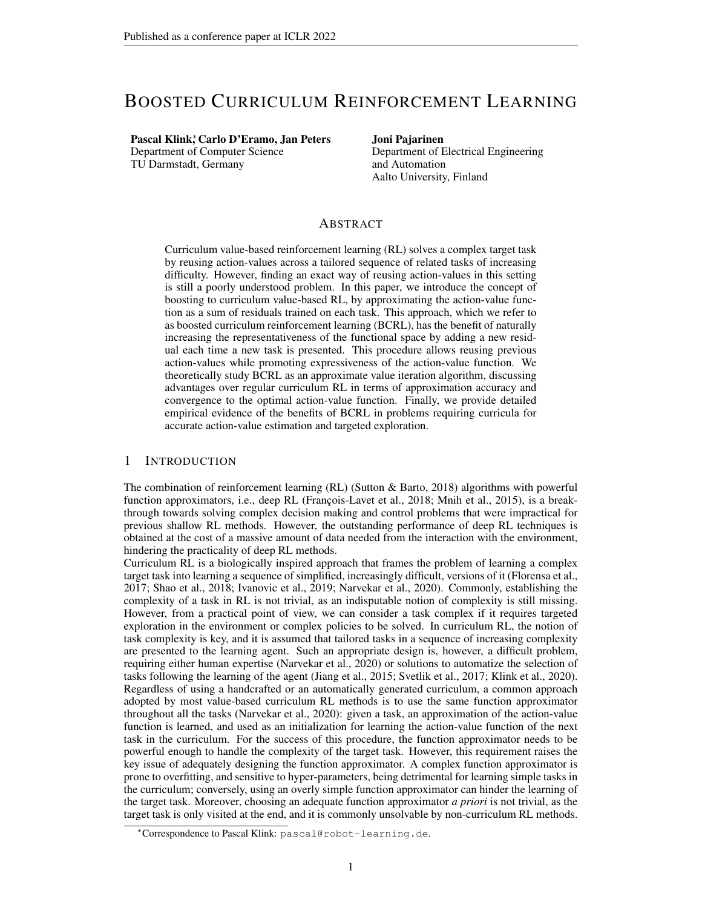# Boosted Curriculum Reinforcement Learning

**Pascal Klink**[*], **Carlo D'Eramo, Jan Peters**
Department of Computer Science
TU Darmstadt, Germany

**Joni Pajarinen**
Department of Electrical Engineering and Automation
Aalto University, Finland

## Abstract

Curriculum value-based reinforcement learning (RL) solves a complex target task by reusing action-values across a tailored sequence of related tasks of increasing difficulty. However, finding an exact way of reusing action-values in this setting is still a poorly understood problem. In this paper, we introduce the concept of boosting to curriculum value-based RL, by approximating the action-value function as a sum of residuals trained on each task. This approach, which we refer to as boosted curriculum reinforcement learning (BCRL), has the benefit of naturally increasing the representativeness of the functional space by adding a new residual each time a new task is presented. This procedure allows reusing previous action-values while promoting expressiveness of the action-value function. We theoretically study BCRL as an approximate value iteration algorithm, discussing advantages over regular curriculum RL in terms of approximation accuracy and convergence to the optimal action-value function. Finally, we provide detailed empirical evidence of the benefits of BCRL in problems requiring curricula for accurate action-value estimation and targeted exploration.

## 1 Introduction

The combination of reinforcement learning (RL) (Sutton & Barto, 2018) algorithms with powerful function approximators, i.e., deep RL (François-Lavet et al., 2018; Mnih et al., 2015), is a breakthrough towards solving complex decision making and control problems that were impractical for previous shallow RL methods. However, the outstanding performance of deep RL techniques is obtained at the cost of a massive amount of data needed from the interaction with the environment, hindering the practicality of deep RL methods.

Curriculum RL is a biologically inspired approach that frames the problem of learning a complex target task into learning a sequence of simplified, increasingly difficult, versions of it (Florensa et al., 2017; Shao et al., 2018; Ivanovic et al., 2019; Narvekar et al., 2020). Commonly, establishing the complexity of a task in RL is not trivial, as an indisputable notion of complexity is still missing. However, from a practical point of view, we can consider a task complex if it requires targeted exploration in the environment or complex policies to be solved. In curriculum RL, the notion of task complexity is key, and it is assumed that tailored tasks in a sequence of increasing complexity are presented to the learning agent. Such an appropriate design is, however, a difficult problem, requiring either human expertise (Narvekar et al., 2020) or solutions to automatize the selection of tasks following the learning of the agent (Jiang et al., 2015; Svetlik et al., 2017; Klink et al., 2020). Regardless of using a handcrafted or an automatically generated curriculum, a common approach adopted by most value-based curriculum RL methods is to use the same function approximator throughout all the tasks (Narvekar et al., 2020): given a task, an approximation of the action-value function is learned, and used as an initialization for learning the action-value function of the next task in the curriculum. For the success of this procedure, the function approximator needs to be powerful enough to handle the complexity of the target task. However, this requirement raises the key issue of adequately designing the function approximator. A complex function approximator is prone to overfitting, and sensitive to hyper-parameters, being detrimental for learning simple tasks in the curriculum; conversely, using an overly simple function approximator can hinder the learning of the target task. Moreover, choosing an adequate function approximator *a priori* is not trivial, as the target task is only visited at the end, and it is commonly unsolvable by non-curriculum RL methods.

[*]Correspondence to Pascal Klink: pascal@robot-learning.de.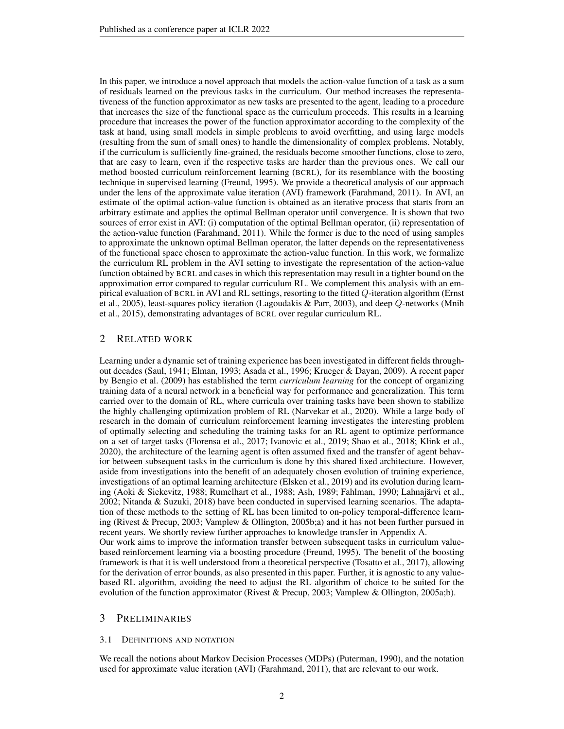In this paper, we introduce a novel approach that models the action-value function of a task as a sum of residuals learned on the previous tasks in the curriculum. Our method increases the representativeness of the function approximator as new tasks are presented to the agent, leading to a procedure that increases the size of the functional space as the curriculum proceeds. This results in a learning procedure that increases the power of the function approximator according to the complexity of the task at hand, using small models in simple problems to avoid overfitting, and using large models (resulting from the sum of small ones) to handle the dimensionality of complex problems. Notably, if the curriculum is sufficiently fine-grained, the residuals become smoother functions, close to zero, that are easy to learn, even if the respective tasks are harder than the previous ones. We call our method boosted curriculum reinforcement learning (BCRL), for its resemblance with the boosting technique in supervised learning (Freund, 1995). We provide a theoretical analysis of our approach under the lens of the approximate value iteration (AVI) framework (Farahmand, 2011). In AVI, an estimate of the optimal action-value function is obtained as an iterative process that starts from an arbitrary estimate and applies the optimal Bellman operator until convergence. It is shown that two sources of error exist in AVI: (i) computation of the optimal Bellman operator, (ii) representation of the action-value function (Farahmand, 2011). While the former is due to the need of using samples to approximate the unknown optimal Bellman operator, the latter depends on the representativeness of the functional space chosen to approximate the action-value function. In this work, we formalize the curriculum RL problem in the AVI setting to investigate the representation of the action-value function obtained by BCRL and cases in which this representation may result in a tighter bound on the approximation error compared to regular curriculum RL. We complement this analysis with an empirical evaluation of BCRL in AVI and RL settings, resorting to the fitted $Q$-iteration algorithm (Ernst et al., 2005), least-squares policy iteration (Lagoudakis & Parr, 2003), and deep $Q$-networks (Mnih et al., 2015), demonstrating advantages of BCRL over regular curriculum RL.

## 2 Related work

Learning under a dynamic set of training experience has been investigated in different fields throughout decades (Saul, 1941; Elman, 1993; Asada et al., 1996; Krueger & Dayan, 2009). A recent paper by Bengio et al. (2009) has established the term *curriculum learning* for the concept of organizing training data of a neural network in a beneficial way for performance and generalization. This term carried over to the domain of RL, where curricula over training tasks have been shown to stabilize the highly challenging optimization problem of RL (Narvekar et al., 2020). While a large body of research in the domain of curriculum reinforcement learning investigates the interesting problem of optimally selecting and scheduling the training tasks for an RL agent to optimize performance on a set of target tasks (Florensa et al., 2017; Ivanovic et al., 2019; Shao et al., 2018; Klink et al., 2020), the architecture of the learning agent is often assumed fixed and the transfer of agent behavior between subsequent tasks in the curriculum is done by this shared fixed architecture. However, aside from investigations into the benefit of an adequately chosen evolution of training experience, investigations of an optimal learning architecture (Elsken et al., 2019) and its evolution during learning (Aoki & Siekevitz, 1988; Rumelhart et al., 1988; Ash, 1989; Fahlman, 1990; Lahnajärvi et al., 2002; Nitanda & Suzuki, 2018) have been conducted in supervised learning scenarios. The adaptation of these methods to the setting of RL has been limited to on-policy temporal-difference learning (Rivest & Precup, 2003; Vamplew & Ollington, 2005b;a) and it has not been further pursued in recent years. We shortly review further approaches to knowledge transfer in Appendix A.

Our work aims to improve the information transfer between subsequent tasks in curriculum value-based reinforcement learning via a boosting procedure (Freund, 1995). The benefit of the boosting framework is that it is well understood from a theoretical perspective (Tosatto et al., 2017), allowing for the derivation of error bounds, as also presented in this paper. Further, it is agnostic to any value-based RL algorithm, avoiding the need to adjust the RL algorithm of choice to be suited for the evolution of the function approximator (Rivest & Precup, 2003; Vamplew & Ollington, 2005a;b).

## 3 Preliminaries

### 3.1 Definitions and notation

We recall the notions about Markov Decision Processes (MDPs) (Puterman, 1990), and the notation used for approximate value iteration (AVI) (Farahmand, 2011), that are relevant to our work.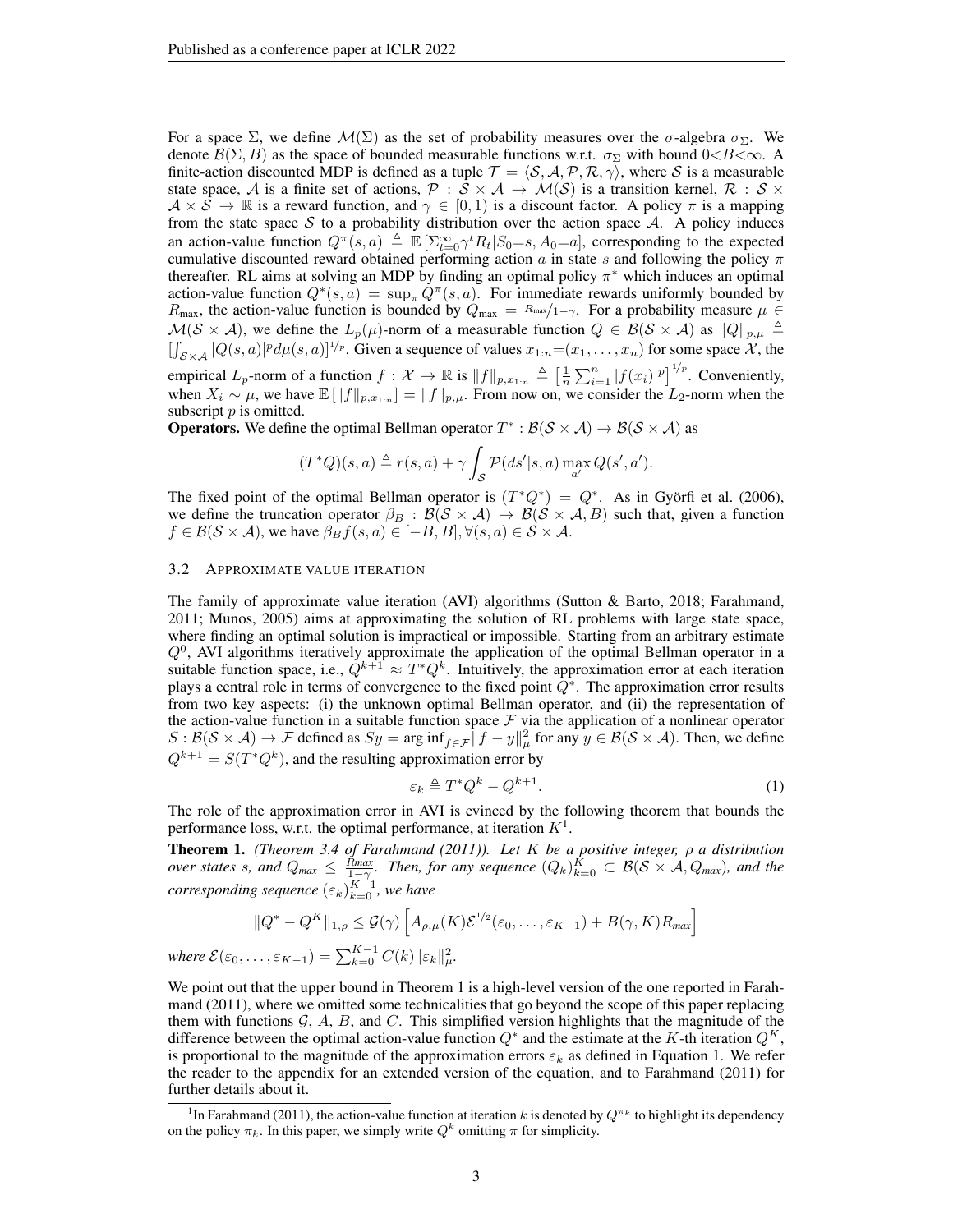For a space $\Sigma$, we define $\mathcal{M}(\Sigma)$ as the set of probability measures over the $\sigma$-algebra $\sigma_\Sigma$. We denote $\mathcal{B}(\Sigma, B)$ as the space of bounded measurable functions w.r.t. $\sigma_\Sigma$ with bound $0<B<\infty$. A finite-action discounted MDP is defined as a tuple $\mathcal{T} = \langle \mathcal{S}, \mathcal{A}, \mathcal{P}, \mathcal{R}, \gamma \rangle$, where $\mathcal{S}$ is a measurable state space, $\mathcal{A}$ is a finite set of actions, $\mathcal{P} : \mathcal{S} \times \mathcal{A} \to \mathcal{M}(\mathcal{S})$ is a transition kernel, $\mathcal{R} : \mathcal{S} \times \mathcal{A} \times \mathcal{S} \to \mathbb{R}$ is a reward function, and $\gamma \in [0, 1)$ is a discount factor. A policy $\pi$ is a mapping from the state space $\mathcal{S}$ to a probability distribution over the action space $\mathcal{A}$. A policy induces an action-value function $Q^\pi(s, a) \triangleq \mathbb{E}\left[\Sigma_{t=0}^{\infty} \gamma^t R_t | S_0{=}s, A_0{=}a\right]$, corresponding to the expected cumulative discounted reward obtained performing action $a$ in state $s$ and following the policy $\pi$ thereafter. RL aims at solving an MDP by finding an optimal policy $\pi^*$ which induces an optimal action-value function $Q^*(s, a) = \sup_\pi Q^\pi(s, a)$. For immediate rewards uniformly bounded by $R_{\max}$, the action-value function is bounded by $Q_{\max} = {R_{\max}}/{1-\gamma}$. For a probability measure $\mu \in \mathcal{M}(\mathcal{S} \times \mathcal{A})$, we define the $L_p(\mu)$-norm of a measurable function $Q \in \mathcal{B}(\mathcal{S} \times \mathcal{A})$ as $\|Q\|_{p,\mu} \triangleq \left[\int_{\mathcal{S} \times \mathcal{A}} |Q(s, a)|^p d\mu(s, a)\right]^{1/p}$. Given a sequence of values $x_{1:n}{=}(x_1, \ldots, x_n)$ for some space $\mathcal{X}$, the empirical $L_p$-norm of a function $f : \mathcal{X} \to \mathbb{R}$ is $\|f\|_{p,x_{1:n}} \triangleq \left[\frac{1}{n} \sum_{i=1}^{n} |f(x_i)|^p\right]^{1/p}$. Conveniently, when $X_i \sim \mu$, we have $\mathbb{E}\left[\|f\|_{p,x_{1:n}}\right] = \|f\|_{p,\mu}$. From now on, we consider the $L_2$-norm when the subscript $p$ is omitted.

**Operators.** We define the optimal Bellman operator $T^* : \mathcal{B}(\mathcal{S} \times \mathcal{A}) \to \mathcal{B}(\mathcal{S} \times \mathcal{A})$ as

$$(T^*Q)(s, a) \triangleq r(s, a) + \gamma \int_{\mathcal{S}} \mathcal{P}(ds'|s, a) \max_{a'} Q(s', a').$$

The fixed point of the optimal Bellman operator is $(T^*Q^*) = Q^*$. As in Györfi et al. (2006), we define the truncation operator $\beta_B : \mathcal{B}(\mathcal{S} \times \mathcal{A}) \to \mathcal{B}(\mathcal{S} \times \mathcal{A}, B)$ such that, given a function $f \in \mathcal{B}(\mathcal{S} \times \mathcal{A})$, we have $\beta_B f(s, a) \in [-B, B], \forall (s, a) \in \mathcal{S} \times \mathcal{A}$.

### 3.2 Approximate value iteration

The family of approximate value iteration (AVI) algorithms (Sutton & Barto, 2018; Farahmand, 2011; Munos, 2005) aims at approximating the solution of RL problems with large state space, where finding an optimal solution is impractical or impossible. Starting from an arbitrary estimate $Q^0$, AVI algorithms iteratively approximate the application of the optimal Bellman operator in a suitable function space, i.e., $Q^{k+1} \approx T^*Q^k$. Intuitively, the approximation error at each iteration plays a central role in terms of convergence to the fixed point $Q^*$. The approximation error results from two key aspects: (i) the unknown optimal Bellman operator, and (ii) the representation of the action-value function in a suitable function space $\mathcal{F}$ via the application of a nonlinear operator $S : \mathcal{B}(\mathcal{S} \times \mathcal{A}) \to \mathcal{F}$ defined as $Sy = \arg\inf_{f \in \mathcal{F}} \|f - y\|_\mu^2$ for any $y \in \mathcal{B}(\mathcal{S} \times \mathcal{A})$. Then, we define $Q^{k+1} = S(T^*Q^k)$, and the resulting approximation error by

$$\varepsilon_k \triangleq T^*Q^k - Q^{k+1}. \tag{1}$$

The role of the approximation error in AVI is evinced by the following theorem that bounds the performance loss, w.r.t. the optimal performance, at iteration $K$[1].

**Theorem 1.** *(Theorem 3.4 of Farahmand (2011)). Let $K$ be a positive integer, $\rho$ a distribution over states s, and $Q_{max} \leq \frac{R_{max}}{1-\gamma}$. Then, for any sequence $(Q_k)_{k=0}^{K} \subset \mathcal{B}(\mathcal{S} \times \mathcal{A}, Q_{max})$, and the corresponding sequence $(\varepsilon_k)_{k=0}^{K-1}$, we have*

$$\|Q^* - Q^K\|_{1,\rho} \leq \mathcal{G}(\gamma) \left[ A_{\rho,\mu}(K) \mathcal{E}^{1/2}(\varepsilon_0, \ldots, \varepsilon_{K-1}) + B(\gamma, K) R_{max} \right]$$

*where* $\mathcal{E}(\varepsilon_0, \ldots, \varepsilon_{K-1}) = \sum_{k=0}^{K-1} C(k) \|\varepsilon_k\|_\mu^2$.

We point out that the upper bound in Theorem 1 is a high-level version of the one reported in Farahmand (2011), where we omitted some technicalities that go beyond the scope of this paper replacing them with functions $\mathcal{G}$, $A$, $B$, and $C$. This simplified version highlights that the magnitude of the difference between the optimal action-value function $Q^*$ and the estimate at the $K$-th iteration $Q^K$, is proportional to the magnitude of the approximation errors $\varepsilon_k$ as defined in Equation 1. We refer the reader to the appendix for an extended version of the equation, and to Farahmand (2011) for further details about it.

[1] In Farahmand (2011), the action-value function at iteration $k$ is denoted by $Q^{\pi_k}$ to highlight its dependency on the policy $\pi_k$. In this paper, we simply write $Q^k$ omitting $\pi$ for simplicity.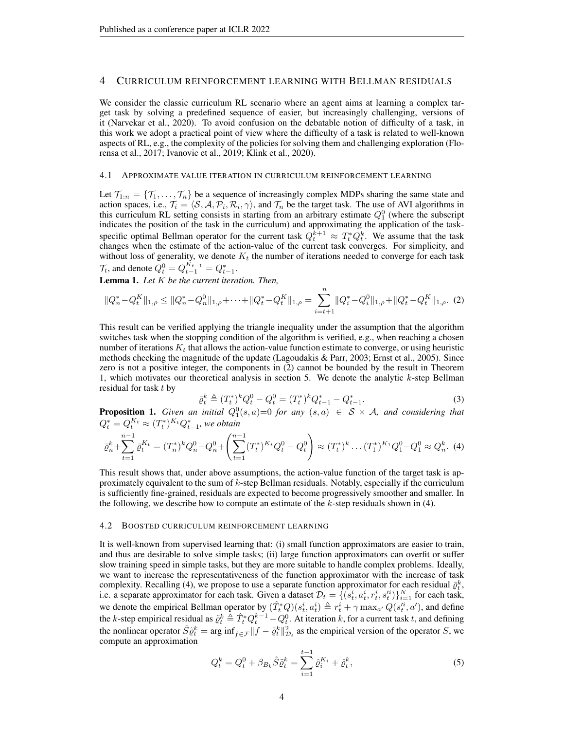# 4 CURRICULUM REINFORCEMENT LEARNING WITH BELLMAN RESIDUALS

We consider the classic curriculum RL scenario where an agent aims at learning a complex target task by solving a predefined sequence of easier, but increasingly challenging, versions of it (Narvekar et al., 2020). To avoid confusion on the debatable notion of difficulty of a task, in this work we adopt a practical point of view where the difficulty of a task is related to well-known aspects of RL, e.g., the complexity of the policies for solving them and challenging exploration (Florensa et al., 2017; Ivanovic et al., 2019; Klink et al., 2020).

## 4.1 APPROXIMATE VALUE ITERATION IN CURRICULUM REINFORCEMENT LEARNING

Let $\mathcal{T}_{1:n} = \{\mathcal{T}_1, \dots, \mathcal{T}_n\}$ be a sequence of increasingly complex MDPs sharing the same state and action spaces, i.e., $\mathcal{T}_i = \langle \mathcal{S}, \mathcal{A}, \mathcal{P}_i, \mathcal{R}_i, \gamma \rangle$, and $\mathcal{T}_n$ be the target task. The use of AVI algorithms in this curriculum RL setting consists in starting from an arbitrary estimate $Q_1^0$ (where the subscript indicates the position of the task in the curriculum) and approximating the application of the task-specific optimal Bellman operator for the current task $Q_t^{k+1} \approx T_t^* Q_t^k$. We assume that the task changes when the estimate of the action-value of the current task converges. For simplicity, and without loss of generality, we denote $K_t$ the number of iterations needed to converge for each task $\mathcal{T}_t$, and denote $Q_t^0 = Q_{t-1}^{K_{t-1}} = Q_{t-1}^*$.

**Lemma 1.** *Let $K$ be the current iteration. Then,*

$$\|Q_n^* - Q_t^K\|_{1,\rho} \leq \|Q_n^* - Q_n^0\|_{1,\rho} + \dots + \|Q_t^* - Q_t^K\|_{1,\rho} = \sum_{i=t+1}^{n} \|Q_i^* - Q_i^0\|_{1,\rho} + \|Q_t^* - Q_t^K\|_{1,\rho}. \quad (2)$$

This result can be verified applying the triangle inequality under the assumption that the algorithm switches task when the stopping condition of the algorithm is verified, e.g., when reaching a chosen number of iterations $K_t$ that allows the action-value function estimate to converge, or using heuristic methods checking the magnitude of the update (Lagoudakis & Parr, 2003; Ernst et al., 2005). Since zero is not a positive integer, the components in (2) cannot be bounded by the result in Theorem 1, which motivates our theoretical analysis in section 5. We denote the analytic $k$-step Bellman residual for task $t$ by

$$\bar{\varrho}_t^k \triangleq (T_t^*)^k Q_t^0 - Q_t^0 = (T_t^*)^k Q_{t-1}^* - Q_{t-1}^*. \quad (3)$$

**Proposition 1.** *Given an initial $Q_1^0(s,a)=0$ for any $(s,a) \in \mathcal{S} \times \mathcal{A}$, and considering that $Q_t^* = Q_t^{K_t} \approx (T_t^*)^{K_t} Q_{t-1}^*$, we obtain*

$$\bar{\varrho}_n^k + \sum_{t=1}^{n-1} \bar{\varrho}_t^{K_t} = (T_n^*)^k Q_n^0 - Q_n^0 + \left( \sum_{t=1}^{n-1} (T_t^*)^{K_t} Q_t^0 - Q_t^0 \right) \approx (T_t^*)^k \dots (T_1^*)^{K_1} Q_1^0 - Q_1^0 \approx Q_n^k. \quad (4)$$

This result shows that, under above assumptions, the action-value function of the target task is approximately equivalent to the sum of $k$-step Bellman residuals. Notably, especially if the curriculum is sufficiently fine-grained, residuals are expected to become progressively smoother and smaller. In the following, we describe how to compute an estimate of the $k$-step residuals shown in (4).

## 4.2 BOOSTED CURRICULUM REINFORCEMENT LEARNING

It is well-known from supervised learning that: (i) small function approximators are easier to train, and thus are desirable to solve simple tasks; (ii) large function approximators can overfit or suffer slow training speed in simple tasks, but they are more suitable to handle complex problems. Ideally, we want to increase the representativeness of the function approximator with the increase of task complexity. Recalling (4), we propose to use a separate function approximator for each residual $\bar{\varrho}_t^k$, i.e. a separate approximator for each task. Given a dataset $\mathcal{D}_t = \{(s_t^i, a_t^i, r_t^i, s_t'^i)\}_{i=1}^N$ for each task, we denote the empirical Bellman operator by $(\hat{T}_t^* Q)(s_t^i, a_t^i) \triangleq r_t^i + \gamma \max_{a'} Q(s_t'^i, a')$, and define the $k$-step empirical residual as $\tilde{\varrho}_t^k \triangleq \hat{T}_t^* Q_t^{k-1} - Q_t^0$. At iteration $k$, for a current task $t$, and defining the nonlinear operator $\hat{S} \tilde{\varrho}_t^k = \arg\inf_{f \in \mathcal{F}} \|f - \tilde{\varrho}_t^k\|_{\mathcal{D}_t}^2$ as the empirical version of the operator $S$, we compute an approximation

$$Q_t^k = Q_t^0 + \beta_{B_k} \hat{S} \tilde{\varrho}_t^k = \sum_{i=1}^{t-1} \hat{\varrho}_i^{K_i} + \hat{\varrho}_t^k, \quad (5)$$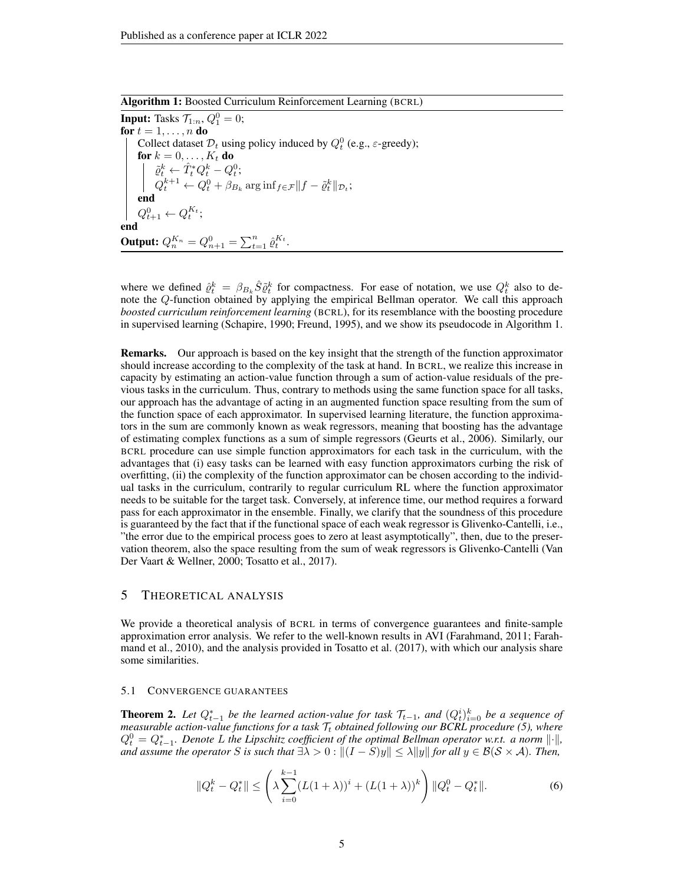**Algorithm 1:** Boosted Curriculum Reinforcement Learning (BCRL)

**Input:** Tasks $\mathcal{T}_{1:n}$, $Q_1^0 = 0$;
**for** $t = 1, \ldots, n$ **do**
  Collect dataset $\mathcal{D}_t$ using policy induced by $Q_t^0$ (e.g., $\varepsilon$-greedy);
  **for** $k = 0, \ldots, K_t$ **do**
    $\tilde{\varrho}_t^k \leftarrow \hat{T}_t^* Q_t^k - Q_t^0$;
    $Q_t^{k+1} \leftarrow Q_t^0 + \beta_{B_k} \arg\inf_{f \in \mathcal{F}} \|f - \tilde{\varrho}_t^k\|_{\mathcal{D}_t}$;
  **end**
  $Q_{t+1}^0 \leftarrow Q_t^{K_t}$;
**end**
**Output:** $Q_n^{K_n} = Q_{n+1}^0 = \sum_{t=1}^n \hat{\varrho}_t^{K_t}$.

where we defined $\hat{\varrho}_t^k = \beta_{B_k} \hat{S} \tilde{\varrho}_t^k$ for compactness. For ease of notation, we use $Q_t^k$ also to denote the $Q$-function obtained by applying the empirical Bellman operator. We call this approach *boosted curriculum reinforcement learning* (BCRL), for its resemblance with the boosting procedure in supervised learning (Schapire, 1990; Freund, 1995), and we show its pseudocode in Algorithm 1.

**Remarks.** Our approach is based on the key insight that the strength of the function approximator should increase according to the complexity of the task at hand. In BCRL, we realize this increase in capacity by estimating an action-value function through a sum of action-value residuals of the previous tasks in the curriculum. Thus, contrary to methods using the same function space for all tasks, our approach has the advantage of acting in an augmented function space resulting from the sum of the function space of each approximator. In supervised learning literature, the function approximators in the sum are commonly known as weak regressors, meaning that boosting has the advantage of estimating complex functions as a sum of simple regressors (Geurts et al., 2006). Similarly, our BCRL procedure can use simple function approximators for each task in the curriculum, with the advantages that (i) easy tasks can be learned with easy function approximators curbing the risk of overfitting, (ii) the complexity of the function approximator can be chosen according to the individual tasks in the curriculum, contrarily to regular curriculum RL where the function approximator needs to be suitable for the target task. Conversely, at inference time, our method requires a forward pass for each approximator in the ensemble. Finally, we clarify that the soundness of this procedure is guaranteed by the fact that if the functional space of each weak regressor is Glivenko-Cantelli, i.e., "the error due to the empirical process goes to zero at least asymptotically", then, due to the preservation theorem, also the space resulting from the sum of weak regressors is Glivenko-Cantelli (Van Der Vaart & Wellner, 2000; Tosatto et al., 2017).

## 5 Theoretical Analysis

We provide a theoretical analysis of BCRL in terms of convergence guarantees and finite-sample approximation error analysis. We refer to the well-known results in AVI (Farahmand, 2011; Farahmand et al., 2010), and the analysis provided in Tosatto et al. (2017), with which our analysis share some similarities.

### 5.1 Convergence Guarantees

**Theorem 2.** *Let $Q_{t-1}^*$ be the learned action-value for task $\mathcal{T}_{t-1}$, and $(Q_t^i)_{i=0}^k$ be a sequence of measurable action-value functions for a task $\mathcal{T}_t$ obtained following our BCRL procedure (5), where $Q_t^0 = Q_{t-1}^*$. Denote $L$ the Lipschitz coefficient of the optimal Bellman operator w.r.t. a norm $\|\cdot\|$, and assume the operator $S$ is such that $\exists \lambda > 0 : \|(I - S)y\| \leq \lambda \|y\|$ for all $y \in \mathcal{B}(\mathcal{S} \times \mathcal{A})$. Then,*

$$\|Q_t^k - Q_t^*\| \leq \left( \lambda \sum_{i=0}^{k-1} (L(1+\lambda))^i + (L(1+\lambda))^k \right) \|Q_t^0 - Q_t^*\|. \tag{6}$$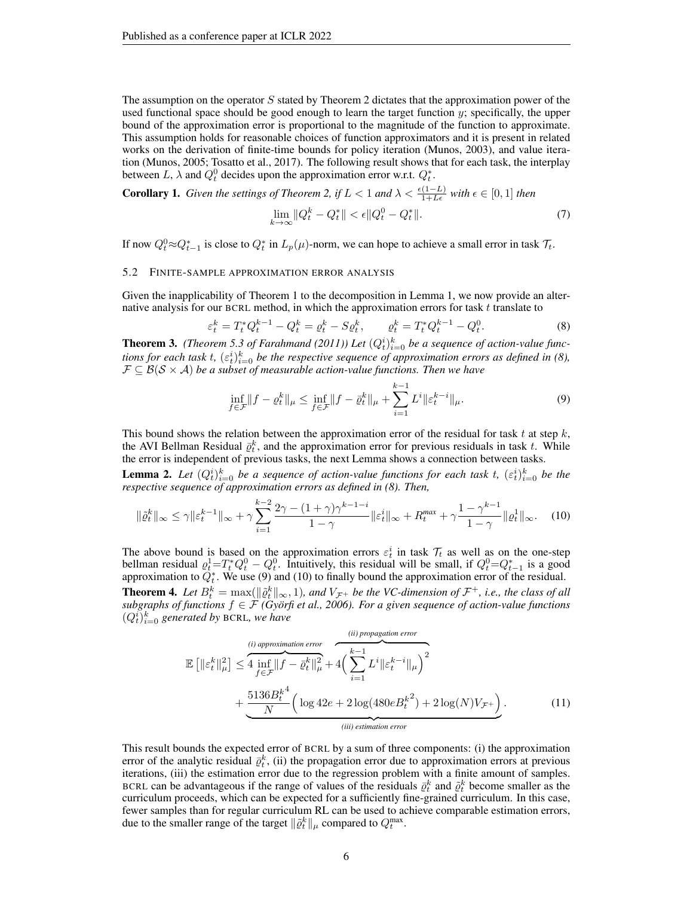The assumption on the operator $S$ stated by Theorem 2 dictates that the approximation power of the used functional space should be good enough to learn the target function $y$; specifically, the upper bound of the approximation error is proportional to the magnitude of the function to approximate. This assumption holds for reasonable choices of function approximators and it is present in related works on the derivation of finite-time bounds for policy iteration (Munos, 2003), and value iteration (Munos, 2005; Tosatto et al., 2017). The following result shows that for each task, the interplay between $L$, $\lambda$ and $Q_t^0$ decides upon the approximation error w.r.t. $Q_t^*$.

**Corollary 1.** *Given the settings of Theorem 2, if $L < 1$ and $\lambda < \frac{\epsilon(1-L)}{1+L\epsilon}$ with $\epsilon \in [0, 1]$ then*

$$\lim_{k\to\infty} \|Q_t^k - Q_t^*\| < \epsilon \|Q_t^0 - Q_t^*\|. \tag{7}$$

If now $Q_t^0 \approx Q_{t-1}^*$ is close to $Q_t^*$ in $L_p(\mu)$-norm, we can hope to achieve a small error in task $\mathcal{T}_t$.

### 5.2 Finite-sample approximation error analysis

Given the inapplicability of Theorem 1 to the decomposition in Lemma 1, we now provide an alternative analysis for our BCRL method, in which the approximation errors for task $t$ translate to

$$\varepsilon_t^k = T_t^* Q_t^{k-1} - Q_t^k = \varrho_t^k - S\varrho_t^k, \qquad \varrho_t^k = T_t^* Q_t^{k-1} - Q_t^0. \tag{8}$$

**Theorem 3.** *(Theorem 5.3 of Farahmand (2011)) Let $(Q_t^i)_{i=0}^k$ be a sequence of action-value functions for each task $t$, $(\varepsilon_t^i)_{i=0}^k$ be the respective sequence of approximation errors as defined in (8), $\mathcal{F} \subseteq \mathcal{B}(\mathcal{S} \times \mathcal{A})$ be a subset of measurable action-value functions. Then we have*

$$\inf_{f\in\mathcal{F}} \|f - \varrho_t^k\|_\mu \leq \inf_{f\in\mathcal{F}} \|f - \bar{\varrho}_t^k\|_\mu + \sum_{i=1}^{k-1} L^i \|\varepsilon_t^{k-i}\|_\mu. \tag{9}$$

This bound shows the relation between the approximation error of the residual for task $t$ at step $k$, the AVI Bellman Residual $\bar{\varrho}_t^k$, and the approximation error for previous residuals in task $t$. While the error is independent of previous tasks, the next Lemma shows a connection between tasks.

**Lemma 2.** *Let $(Q_t^i)_{i=0}^k$ be a sequence of action-value functions for each task $t$, $(\varepsilon_t^i)_{i=0}^k$ be the respective sequence of approximation errors as defined in (8). Then,*

$$\|\bar{\varrho}_t^k\|_\infty \leq \gamma \|\varepsilon_t^{k-1}\|_\infty + \gamma \sum_{i=1}^{k-2} \frac{2\gamma - (1+\gamma)\gamma^{k-1-i}}{1-\gamma} \|\varepsilon_t^i\|_\infty + R_t^{max} + \gamma \frac{1-\gamma^{k-1}}{1-\gamma} \|\varrho_t^1\|_\infty. \tag{10}$$

The above bound is based on the approximation errors $\varepsilon_t^i$ in task $\mathcal{T}_t$ as well as on the one-step bellman residual $\varrho_t^1 = T_t^* Q_t^0 - Q_t^0$. Intuitively, this residual will be small, if $Q_t^0 = Q_{t-1}^*$ is a good approximation to $Q_t^*$. We use (9) and (10) to finally bound the approximation error of the residual.

**Theorem 4.** *Let $B_t^k = \max(\|\bar{\varrho}_t^k\|_\infty, 1)$, and $V_{\mathcal{F}^+}$ be the VC-dimension of $\mathcal{F}^+$, i.e., the class of all subgraphs of functions $f \in \mathcal{F}$ (Györfi et al., 2006). For a given sequence of action-value functions $(Q_t^i)_{i=0}^k$ generated by BCRL, we have*

$$\mathbb{E}\left[\|\varepsilon_t^k\|_\mu^2\right] \leq \overbrace{4 \inf_{f\in\mathcal{F}} \|f - \bar{\varrho}_t^k\|_\mu^2}^{\text{(i) approximation error}} + \overbrace{4\Big(\sum_{i=1}^{k-1} L^i \|\varepsilon_t^{k-i}\|_\mu\Big)^2}^{\text{(ii) propagation error}}$$
$$+ \underbrace{\frac{5136 {B_t^k}^4}{N}\Big(\log 42e + 2\log(480e{B_t^k}^2) + 2\log(N)V_{\mathcal{F}^+}\Big)}_{\text{(iii) estimation error}}. \tag{11}$$

This result bounds the expected error of BCRL by a sum of three components: (i) the approximation error of the analytic residual $\bar{\varrho}_t^k$, (ii) the propagation error due to approximation errors at previous iterations, (iii) the estimation error due to the regression problem with a finite amount of samples. BCRL can be advantageous if the range of values of the residuals $\bar{\varrho}_t^k$ and $\tilde{\varrho}_t^k$ become smaller as the curriculum proceeds, which can be expected for a sufficiently fine-grained curriculum. In this case, fewer samples than for regular curriculum RL can be used to achieve comparable estimation errors, due to the smaller range of the target $\|\tilde{\varrho}_t^k\|_\mu$ compared to $Q_t^{\max}$.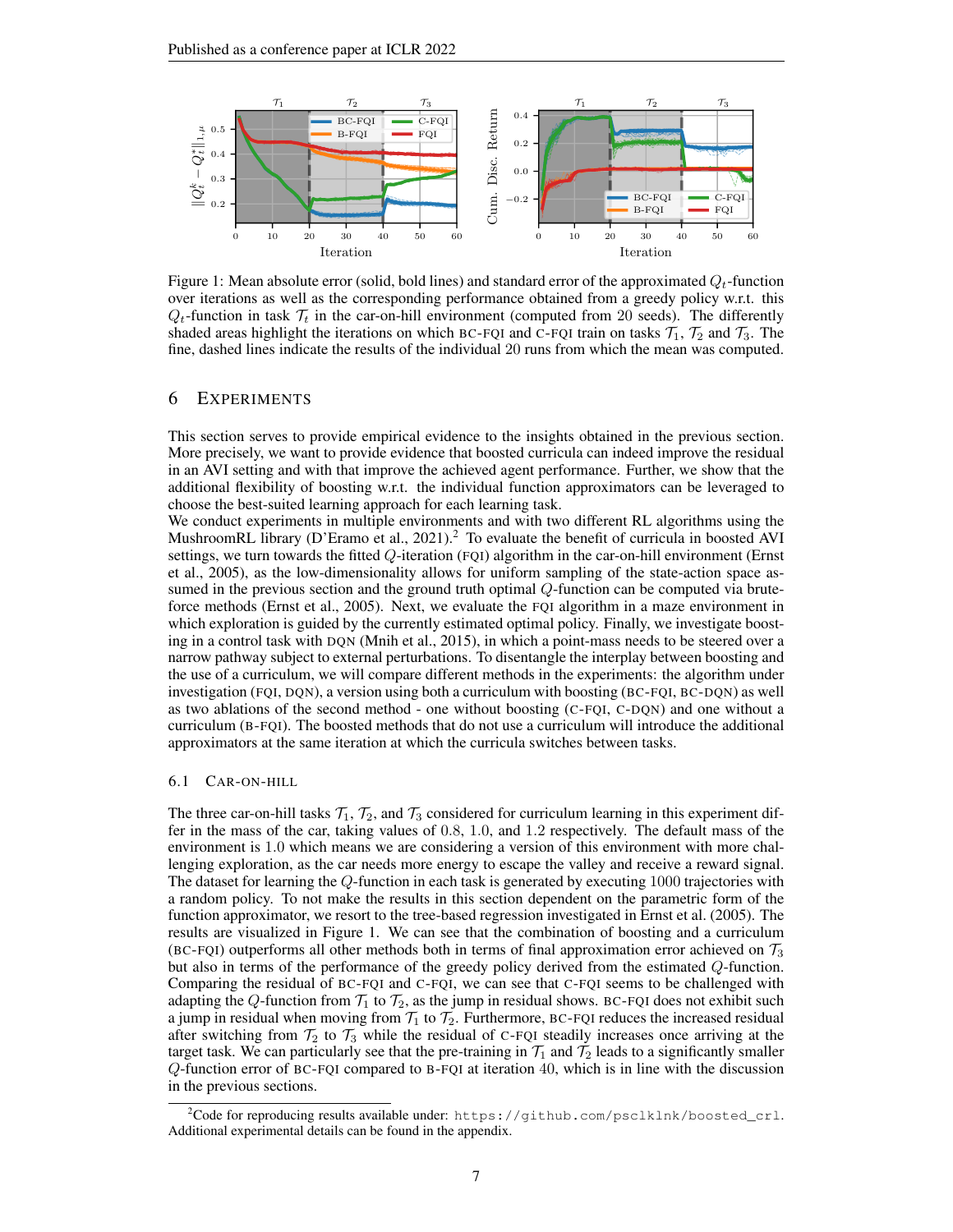Figure 1: Mean absolute error (solid, bold lines) and standard error of the approximated $Q_t$-function over iterations as well as the corresponding performance obtained from a greedy policy w.r.t. this $Q_t$-function in task $\mathcal{T}_t$ in the car-on-hill environment (computed from 20 seeds). The differently shaded areas highlight the iterations on which BC-FQI and C-FQI train on tasks $\mathcal{T}_1$, $\mathcal{T}_2$ and $\mathcal{T}_3$. The fine, dashed lines indicate the results of the individual 20 runs from which the mean was computed.

## 6 EXPERIMENTS

This section serves to provide empirical evidence to the insights obtained in the previous section. More precisely, we want to provide evidence that boosted curricula can indeed improve the residual in an AVI setting and with that improve the achieved agent performance. Further, we show that the additional flexibility of boosting w.r.t. the individual function approximators can be leveraged to choose the best-suited learning approach for each learning task.

We conduct experiments in multiple environments and with two different RL algorithms using the MushroomRL library (D'Eramo et al., 2021).[2] To evaluate the benefit of curricula in boosted AVI settings, we turn towards the fitted $Q$-iteration (FQI) algorithm in the car-on-hill environment (Ernst et al., 2005), as the low-dimensionality allows for uniform sampling of the state-action space assumed in the previous section and the ground truth optimal $Q$-function can be computed via brute-force methods (Ernst et al., 2005). Next, we evaluate the FQI algorithm in a maze environment in which exploration is guided by the currently estimated optimal policy. Finally, we investigate boosting in a control task with DQN (Mnih et al., 2015), in which a point-mass needs to be steered over a narrow pathway subject to external perturbations. To disentangle the interplay between boosting and the use of a curriculum, we will compare different methods in the experiments: the algorithm under investigation (FQI, DQN), a version using both a curriculum with boosting (BC-FQI, BC-DQN) as well as two ablations of the second method - one without boosting (C-FQI, C-DQN) and one without a curriculum (B-FQI). The boosted methods that do not use a curriculum will introduce the additional approximators at the same iteration at which the curricula switches between tasks.

### 6.1 CAR-ON-HILL

The three car-on-hill tasks $\mathcal{T}_1$, $\mathcal{T}_2$, and $\mathcal{T}_3$ considered for curriculum learning in this experiment differ in the mass of the car, taking values of 0.8, 1.0, and 1.2 respectively. The default mass of the environment is 1.0 which means we are considering a version of this environment with more challenging exploration, as the car needs more energy to escape the valley and receive a reward signal. The dataset for learning the $Q$-function in each task is generated by executing 1000 trajectories with a random policy. To not make the results in this section dependent on the parametric form of the function approximator, we resort to the tree-based regression investigated in Ernst et al. (2005). The results are visualized in Figure 1. We can see that the combination of boosting and a curriculum (BC-FQI) outperforms all other methods both in terms of final approximation error achieved on $\mathcal{T}_3$ but also in terms of the performance of the greedy policy derived from the estimated $Q$-function. Comparing the residual of BC-FQI and C-FQI, we can see that C-FQI seems to be challenged with adapting the $Q$-function from $\mathcal{T}_1$ to $\mathcal{T}_2$, as the jump in residual shows. BC-FQI does not exhibit such a jump in residual when moving from $\mathcal{T}_1$ to $\mathcal{T}_2$. Furthermore, BC-FQI reduces the increased residual after switching from $\mathcal{T}_2$ to $\mathcal{T}_3$ while the residual of C-FQI steadily increases once arriving at the target task. We can particularly see that the pre-training in $\mathcal{T}_1$ and $\mathcal{T}_2$ leads to a significantly smaller $Q$-function error of BC-FQI compared to B-FQI at iteration 40, which is in line with the discussion in the previous sections.

[2] Code for reproducing results available under: https://github.com/psclklnk/boosted_crl. Additional experimental details can be found in the appendix.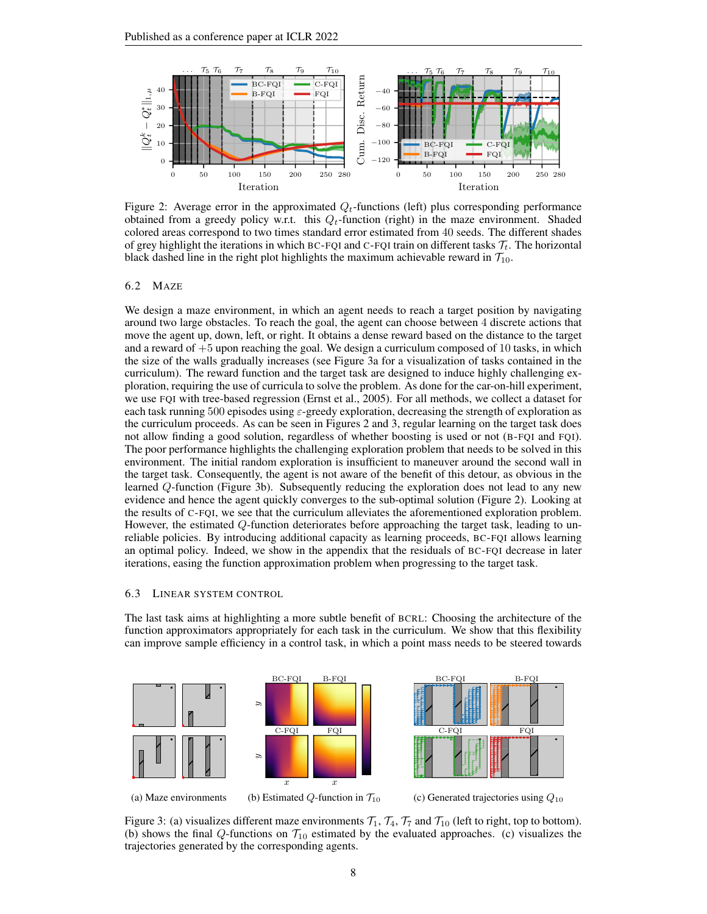Figure 2: Average error in the approximated $Q_t$-functions (left) plus corresponding performance obtained from a greedy policy w.r.t. this $Q_t$-function (right) in the maze environment. Shaded colored areas correspond to two times standard error estimated from 40 seeds. The different shades of grey highlight the iterations in which BC-FQI and C-FQI train on different tasks $\mathcal{T}_t$. The horizontal black dashed line in the right plot highlights the maximum achievable reward in $\mathcal{T}_{10}$.

### 6.2 MAZE

We design a maze environment, in which an agent needs to reach a target position by navigating around two large obstacles. To reach the goal, the agent can choose between 4 discrete actions that move the agent up, down, left, or right. It obtains a dense reward based on the distance to the target and a reward of $+5$ upon reaching the goal. We design a curriculum composed of 10 tasks, in which the size of the walls gradually increases (see Figure 3a for a visualization of tasks contained in the curriculum). The reward function and the target task are designed to induce highly challenging exploration, requiring the use of curricula to solve the problem. As done for the car-on-hill experiment, we use FQI with tree-based regression (Ernst et al., 2005). For all methods, we collect a dataset for each task running 500 episodes using $\varepsilon$-greedy exploration, decreasing the strength of exploration as the curriculum proceeds. As can be seen in Figures 2 and 3, regular learning on the target task does not allow finding a good solution, regardless of whether boosting is used or not (B-FQI and FQI). The poor performance highlights the challenging exploration problem that needs to be solved in this environment. The initial random exploration is insufficient to maneuver around the second wall in the target task. Consequently, the agent is not aware of the benefit of this detour, as obvious in the learned $Q$-function (Figure 3b). Subsequently reducing the exploration does not lead to any new evidence and hence the agent quickly converges to the sub-optimal solution (Figure 2). Looking at the results of C-FQI, we see that the curriculum alleviates the aforementioned exploration problem. However, the estimated $Q$-function deteriorates before approaching the target task, leading to unreliable policies. By introducing additional capacity as learning proceeds, BC-FQI allows learning an optimal policy. Indeed, we show in the appendix that the residuals of BC-FQI decrease in later iterations, easing the function approximation problem when progressing to the target task.

### 6.3 LINEAR SYSTEM CONTROL

The last task aims at highlighting a more subtle benefit of BCRL: Choosing the architecture of the function approximators appropriately for each task in the curriculum. We show that this flexibility can improve sample efficiency in a control task, in which a point mass needs to be steered towards

(a) Maze environments (b) Estimated $Q$-function in $\mathcal{T}_{10}$ (c) Generated trajectories using $Q_{10}$

Figure 3: (a) visualizes different maze environments $\mathcal{T}_1$, $\mathcal{T}_4$, $\mathcal{T}_7$ and $\mathcal{T}_{10}$ (left to right, top to bottom). (b) shows the final $Q$-functions on $\mathcal{T}_{10}$ estimated by the evaluated approaches. (c) visualizes the trajectories generated by the corresponding agents.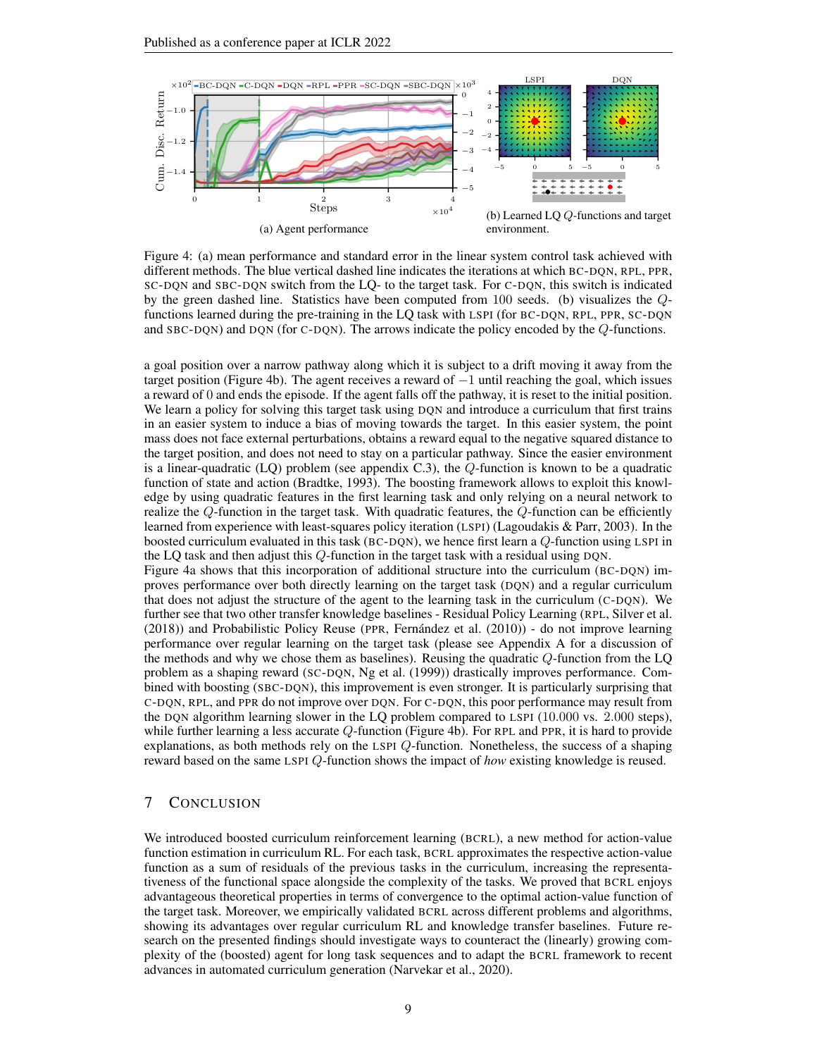(a) Agent performance

(b) Learned LQ $Q$-functions and target environment.

Figure 4: (a) mean performance and standard error in the linear system control task achieved with different methods. The blue vertical dashed line indicates the iterations at which BC-DQN, RPL, PPR, SC-DQN and SBC-DQN switch from the LQ- to the target task. For C-DQN, this switch is indicated by the green dashed line. Statistics have been computed from 100 seeds. (b) visualizes the $Q$-functions learned during the pre-training in the LQ task with LSPI (for BC-DQN, RPL, PPR, SC-DQN and SBC-DQN) and DQN (for C-DQN). The arrows indicate the policy encoded by the $Q$-functions.

a goal position over a narrow pathway along which it is subject to a drift moving it away from the target position (Figure 4b). The agent receives a reward of $-1$ until reaching the goal, which issues a reward of 0 and ends the episode. If the agent falls off the pathway, it is reset to the initial position. We learn a policy for solving this target task using DQN and introduce a curriculum that first trains in an easier system to induce a bias of moving towards the target. In this easier system, the point mass does not face external perturbations, obtains a reward equal to the negative squared distance to the target position, and does not need to stay on a particular pathway. Since the easier environment is a linear-quadratic (LQ) problem (see appendix C.3), the $Q$-function is known to be a quadratic function of state and action (Bradtke, 1993). The boosting framework allows to exploit this knowledge by using quadratic features in the first learning task and only relying on a neural network to realize the $Q$-function in the target task. With quadratic features, the $Q$-function can be efficiently learned from experience with least-squares policy iteration (LSPI) (Lagoudakis & Parr, 2003). In the boosted curriculum evaluated in this task (BC-DQN), we hence first learn a $Q$-function using LSPI in the LQ task and then adjust this $Q$-function in the target task with a residual using DQN.

Figure 4a shows that this incorporation of additional structure into the curriculum (BC-DQN) improves performance over both directly learning on the target task (DQN) and a regular curriculum that does not adjust the structure of the agent to the learning task in the curriculum (C-DQN). We further see that two other transfer knowledge baselines - Residual Policy Learning (RPL, Silver et al. (2018)) and Probabilistic Policy Reuse (PPR, Fernández et al. (2010)) - do not improve learning performance over regular learning on the target task (please see Appendix A for a discussion of the methods and why we chose them as baselines). Reusing the quadratic $Q$-function from the LQ problem as a shaping reward (SC-DQN, Ng et al. (1999)) drastically improves performance. Combined with boosting (SBC-DQN), this improvement is even stronger. It is particularly surprising that C-DQN, RPL, and PPR do not improve over DQN. For C-DQN, this poor performance may result from the DQN algorithm learning slower in the LQ problem compared to LSPI (10.000 vs. 2.000 steps), while further learning a less accurate $Q$-function (Figure 4b). For RPL and PPR, it is hard to provide explanations, as both methods rely on the LSPI $Q$-function. Nonetheless, the success of a shaping reward based on the same LSPI $Q$-function shows the impact of *how* existing knowledge is reused.

## 7 Conclusion

We introduced boosted curriculum reinforcement learning (BCRL), a new method for action-value function estimation in curriculum RL. For each task, BCRL approximates the respective action-value function as a sum of residuals of the previous tasks in the curriculum, increasing the representativeness of the functional space alongside the complexity of the tasks. We proved that BCRL enjoys advantageous theoretical properties in terms of convergence to the optimal action-value function of the target task. Moreover, we empirically validated BCRL across different problems and algorithms, showing its advantages over regular curriculum RL and knowledge transfer baselines. Future research on the presented findings should investigate ways to counteract the (linearly) growing complexity of the (boosted) agent for long task sequences and to adapt the BCRL framework to recent advances in automated curriculum generation (Narvekar et al., 2020).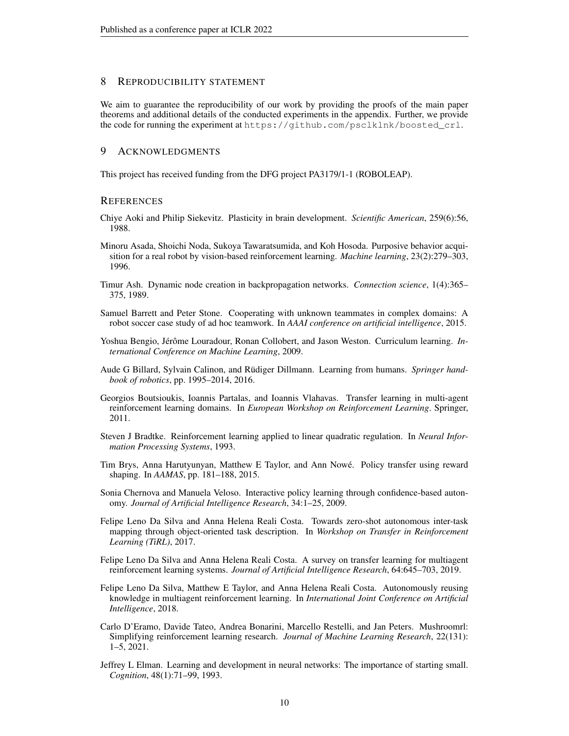## 8 Reproducibility statement

We aim to guarantee the reproducibility of our work by providing the proofs of the main paper theorems and additional details of the conducted experiments in the appendix. Further, we provide the code for running the experiment at `https://github.com/psclklnk/boosted_crl`.

## 9 Acknowledgments

This project has received funding from the DFG project PA3179/1-1 (ROBOLEAP).

## References

Chiye Aoki and Philip Siekevitz. Plasticity in brain development. *Scientific American*, 259(6):56, 1988.

Minoru Asada, Shoichi Noda, Sukoya Tawaratsumida, and Koh Hosoda. Purposive behavior acquisition for a real robot by vision-based reinforcement learning. *Machine learning*, 23(2):279–303, 1996.

Timur Ash. Dynamic node creation in backpropagation networks. *Connection science*, 1(4):365–375, 1989.

Samuel Barrett and Peter Stone. Cooperating with unknown teammates in complex domains: A robot soccer case study of ad hoc teamwork. In *AAAI conference on artificial intelligence*, 2015.

Yoshua Bengio, Jérôme Louradour, Ronan Collobert, and Jason Weston. Curriculum learning. *International Conference on Machine Learning*, 2009.

Aude G Billard, Sylvain Calinon, and Rüdiger Dillmann. Learning from humans. *Springer handbook of robotics*, pp. 1995–2014, 2016.

Georgios Boutsioukis, Ioannis Partalas, and Ioannis Vlahavas. Transfer learning in multi-agent reinforcement learning domains. In *European Workshop on Reinforcement Learning*. Springer, 2011.

Steven J Bradtke. Reinforcement learning applied to linear quadratic regulation. In *Neural Information Processing Systems*, 1993.

Tim Brys, Anna Harutyunyan, Matthew E Taylor, and Ann Nowé. Policy transfer using reward shaping. In *AAMAS*, pp. 181–188, 2015.

Sonia Chernova and Manuela Veloso. Interactive policy learning through confidence-based autonomy. *Journal of Artificial Intelligence Research*, 34:1–25, 2009.

Felipe Leno Da Silva and Anna Helena Reali Costa. Towards zero-shot autonomous inter-task mapping through object-oriented task description. In *Workshop on Transfer in Reinforcement Learning (TiRL)*, 2017.

Felipe Leno Da Silva and Anna Helena Reali Costa. A survey on transfer learning for multiagent reinforcement learning systems. *Journal of Artificial Intelligence Research*, 64:645–703, 2019.

Felipe Leno Da Silva, Matthew E Taylor, and Anna Helena Reali Costa. Autonomously reusing knowledge in multiagent reinforcement learning. In *International Joint Conference on Artificial Intelligence*, 2018.

Carlo D'Eramo, Davide Tateo, Andrea Bonarini, Marcello Restelli, and Jan Peters. Mushroomrl: Simplifying reinforcement learning research. *Journal of Machine Learning Research*, 22(131): 1–5, 2021.

Jeffrey L Elman. Learning and development in neural networks: The importance of starting small. *Cognition*, 48(1):71–99, 1993.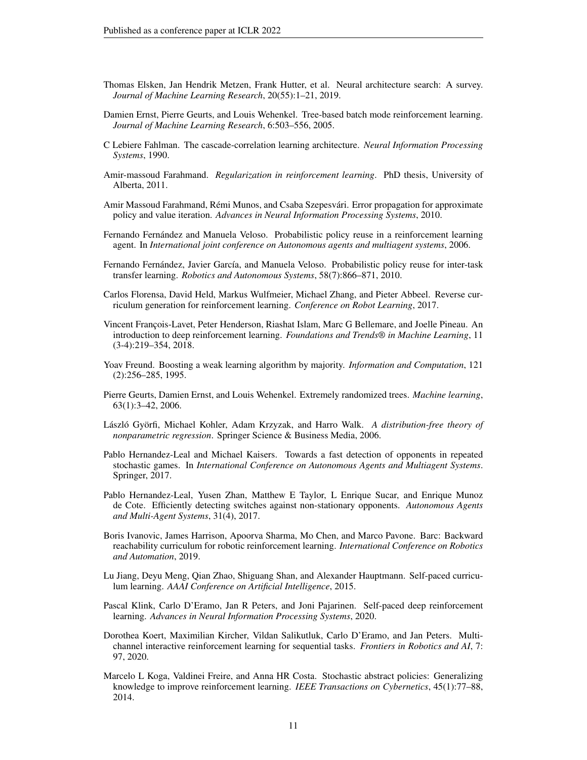Thomas Elsken, Jan Hendrik Metzen, Frank Hutter, et al. Neural architecture search: A survey. *Journal of Machine Learning Research*, 20(55):1–21, 2019.

Damien Ernst, Pierre Geurts, and Louis Wehenkel. Tree-based batch mode reinforcement learning. *Journal of Machine Learning Research*, 6:503–556, 2005.

C Lebiere Fahlman. The cascade-correlation learning architecture. *Neural Information Processing Systems*, 1990.

Amir-massoud Farahmand. *Regularization in reinforcement learning*. PhD thesis, University of Alberta, 2011.

Amir Massoud Farahmand, Rémi Munos, and Csaba Szepesvári. Error propagation for approximate policy and value iteration. *Advances in Neural Information Processing Systems*, 2010.

Fernando Fernández and Manuela Veloso. Probabilistic policy reuse in a reinforcement learning agent. In *International joint conference on Autonomous agents and multiagent systems*, 2006.

Fernando Fernández, Javier García, and Manuela Veloso. Probabilistic policy reuse for inter-task transfer learning. *Robotics and Autonomous Systems*, 58(7):866–871, 2010.

Carlos Florensa, David Held, Markus Wulfmeier, Michael Zhang, and Pieter Abbeel. Reverse curriculum generation for reinforcement learning. *Conference on Robot Learning*, 2017.

Vincent François-Lavet, Peter Henderson, Riashat Islam, Marc G Bellemare, and Joelle Pineau. An introduction to deep reinforcement learning. *Foundations and Trends® in Machine Learning*, 11 (3-4):219–354, 2018.

Yoav Freund. Boosting a weak learning algorithm by majority. *Information and Computation*, 121 (2):256–285, 1995.

Pierre Geurts, Damien Ernst, and Louis Wehenkel. Extremely randomized trees. *Machine learning*, 63(1):3–42, 2006.

László Györfi, Michael Kohler, Adam Krzyzak, and Harro Walk. *A distribution-free theory of nonparametric regression*. Springer Science & Business Media, 2006.

Pablo Hernandez-Leal and Michael Kaisers. Towards a fast detection of opponents in repeated stochastic games. In *International Conference on Autonomous Agents and Multiagent Systems*. Springer, 2017.

Pablo Hernandez-Leal, Yusen Zhan, Matthew E Taylor, L Enrique Sucar, and Enrique Munoz de Cote. Efficiently detecting switches against non-stationary opponents. *Autonomous Agents and Multi-Agent Systems*, 31(4), 2017.

Boris Ivanovic, James Harrison, Apoorva Sharma, Mo Chen, and Marco Pavone. Barc: Backward reachability curriculum for robotic reinforcement learning. *International Conference on Robotics and Automation*, 2019.

Lu Jiang, Deyu Meng, Qian Zhao, Shiguang Shan, and Alexander Hauptmann. Self-paced curriculum learning. *AAAI Conference on Artificial Intelligence*, 2015.

Pascal Klink, Carlo D'Eramo, Jan R Peters, and Joni Pajarinen. Self-paced deep reinforcement learning. *Advances in Neural Information Processing Systems*, 2020.

Dorothea Koert, Maximilian Kircher, Vildan Salikutluk, Carlo D'Eramo, and Jan Peters. Multi-channel interactive reinforcement learning for sequential tasks. *Frontiers in Robotics and AI*, 7: 97, 2020.

Marcelo L Koga, Valdinei Freire, and Anna HR Costa. Stochastic abstract policies: Generalizing knowledge to improve reinforcement learning. *IEEE Transactions on Cybernetics*, 45(1):77–88, 2014.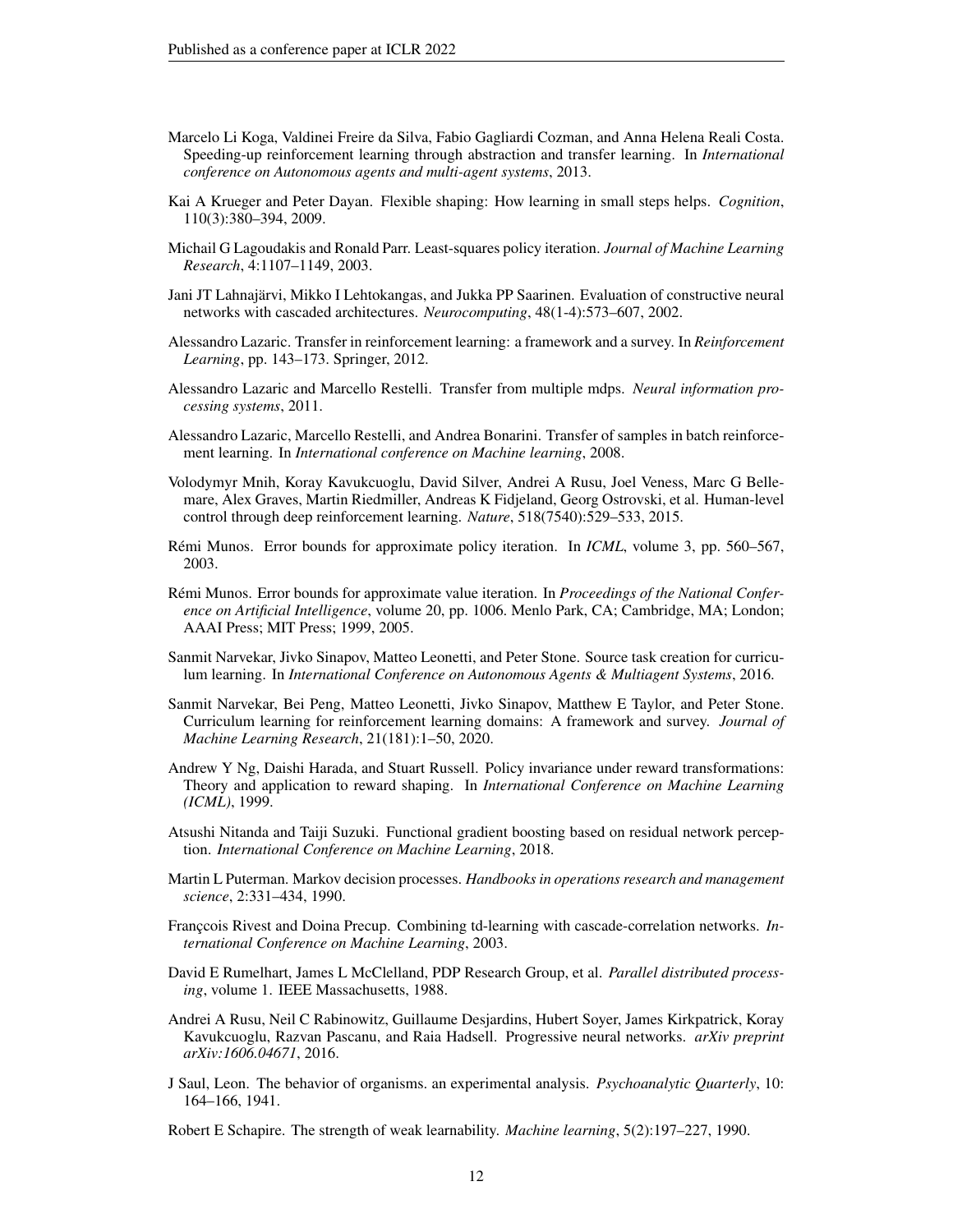Marcelo Li Koga, Valdinei Freire da Silva, Fabio Gagliardi Cozman, and Anna Helena Reali Costa. Speeding-up reinforcement learning through abstraction and transfer learning. In *International conference on Autonomous agents and multi-agent systems*, 2013.

Kai A Krueger and Peter Dayan. Flexible shaping: How learning in small steps helps. *Cognition*, 110(3):380–394, 2009.

Michail G Lagoudakis and Ronald Parr. Least-squares policy iteration. *Journal of Machine Learning Research*, 4:1107–1149, 2003.

Jani JT Lahnajärvi, Mikko I Lehtokangas, and Jukka PP Saarinen. Evaluation of constructive neural networks with cascaded architectures. *Neurocomputing*, 48(1-4):573–607, 2002.

Alessandro Lazaric. Transfer in reinforcement learning: a framework and a survey. In *Reinforcement Learning*, pp. 143–173. Springer, 2012.

Alessandro Lazaric and Marcello Restelli. Transfer from multiple mdps. *Neural information processing systems*, 2011.

Alessandro Lazaric, Marcello Restelli, and Andrea Bonarini. Transfer of samples in batch reinforcement learning. In *International conference on Machine learning*, 2008.

Volodymyr Mnih, Koray Kavukcuoglu, David Silver, Andrei A Rusu, Joel Veness, Marc G Bellemare, Alex Graves, Martin Riedmiller, Andreas K Fidjeland, Georg Ostrovski, et al. Human-level control through deep reinforcement learning. *Nature*, 518(7540):529–533, 2015.

Rémi Munos. Error bounds for approximate policy iteration. In *ICML*, volume 3, pp. 560–567, 2003.

Rémi Munos. Error bounds for approximate value iteration. In *Proceedings of the National Conference on Artificial Intelligence*, volume 20, pp. 1006. Menlo Park, CA; Cambridge, MA; London; AAAI Press; MIT Press; 1999, 2005.

Sanmit Narvekar, Jivko Sinapov, Matteo Leonetti, and Peter Stone. Source task creation for curriculum learning. In *International Conference on Autonomous Agents & Multiagent Systems*, 2016.

Sanmit Narvekar, Bei Peng, Matteo Leonetti, Jivko Sinapov, Matthew E Taylor, and Peter Stone. Curriculum learning for reinforcement learning domains: A framework and survey. *Journal of Machine Learning Research*, 21(181):1–50, 2020.

Andrew Y Ng, Daishi Harada, and Stuart Russell. Policy invariance under reward transformations: Theory and application to reward shaping. In *International Conference on Machine Learning (ICML)*, 1999.

Atsushi Nitanda and Taiji Suzuki. Functional gradient boosting based on residual network perception. *International Conference on Machine Learning*, 2018.

Martin L Puterman. Markov decision processes. *Handbooks in operations research and management science*, 2:331–434, 1990.

Françcois Rivest and Doina Precup. Combining td-learning with cascade-correlation networks. *International Conference on Machine Learning*, 2003.

David E Rumelhart, James L McClelland, PDP Research Group, et al. *Parallel distributed processing*, volume 1. IEEE Massachusetts, 1988.

Andrei A Rusu, Neil C Rabinowitz, Guillaume Desjardins, Hubert Soyer, James Kirkpatrick, Koray Kavukcuoglu, Razvan Pascanu, and Raia Hadsell. Progressive neural networks. *arXiv preprint arXiv:1606.04671*, 2016.

J Saul, Leon. The behavior of organisms. an experimental analysis. *Psychoanalytic Quarterly*, 10: 164–166, 1941.

Robert E Schapire. The strength of weak learnability. *Machine learning*, 5(2):197–227, 1990.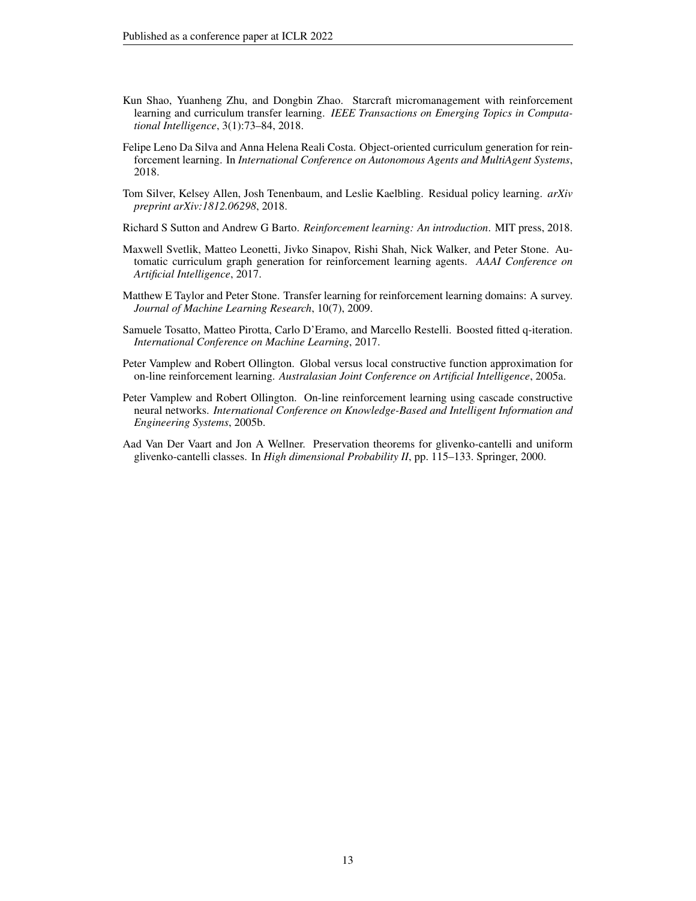Kun Shao, Yuanheng Zhu, and Dongbin Zhao. Starcraft micromanagement with reinforcement learning and curriculum transfer learning. *IEEE Transactions on Emerging Topics in Computational Intelligence*, 3(1):73–84, 2018.

Felipe Leno Da Silva and Anna Helena Reali Costa. Object-oriented curriculum generation for reinforcement learning. In *International Conference on Autonomous Agents and MultiAgent Systems*, 2018.

Tom Silver, Kelsey Allen, Josh Tenenbaum, and Leslie Kaelbling. Residual policy learning. *arXiv preprint arXiv:1812.06298*, 2018.

Richard S Sutton and Andrew G Barto. *Reinforcement learning: An introduction*. MIT press, 2018.

Maxwell Svetlik, Matteo Leonetti, Jivko Sinapov, Rishi Shah, Nick Walker, and Peter Stone. Automatic curriculum graph generation for reinforcement learning agents. *AAAI Conference on Artificial Intelligence*, 2017.

Matthew E Taylor and Peter Stone. Transfer learning for reinforcement learning domains: A survey. *Journal of Machine Learning Research*, 10(7), 2009.

Samuele Tosatto, Matteo Pirotta, Carlo D'Eramo, and Marcello Restelli. Boosted fitted q-iteration. *International Conference on Machine Learning*, 2017.

Peter Vamplew and Robert Ollington. Global versus local constructive function approximation for on-line reinforcement learning. *Australasian Joint Conference on Artificial Intelligence*, 2005a.

Peter Vamplew and Robert Ollington. On-line reinforcement learning using cascade constructive neural networks. *International Conference on Knowledge-Based and Intelligent Information and Engineering Systems*, 2005b.

Aad Van Der Vaart and Jon A Wellner. Preservation theorems for glivenko-cantelli and uniform glivenko-cantelli classes. In *High dimensional Probability II*, pp. 115–133. Springer, 2000.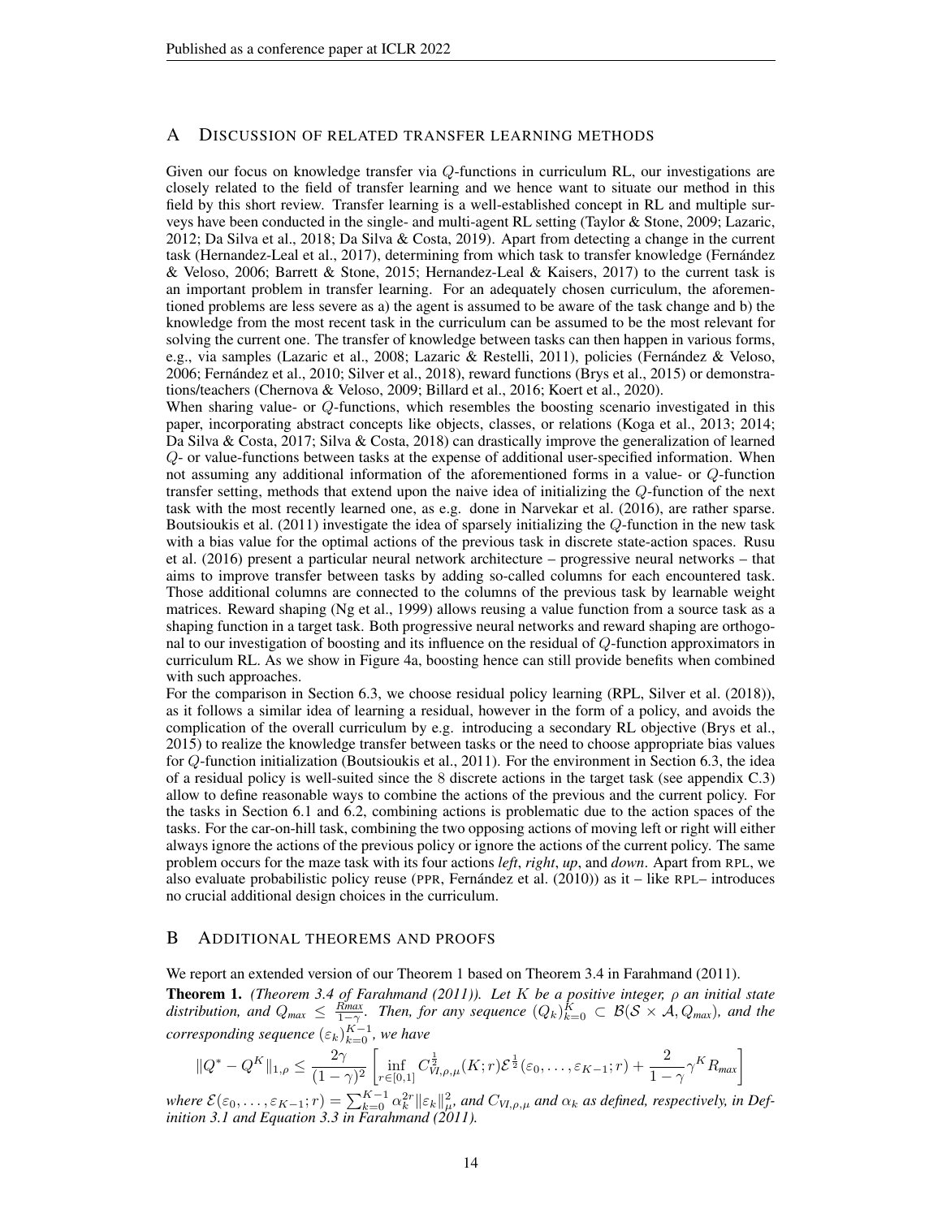## A Discussion of related transfer learning methods

Given our focus on knowledge transfer via $Q$-functions in curriculum RL, our investigations are closely related to the field of transfer learning and we hence want to situate our method in this field by this short review. Transfer learning is a well-established concept in RL and multiple surveys have been conducted in the single- and multi-agent RL setting (Taylor & Stone, 2009; Lazaric, 2012; Da Silva et al., 2018; Da Silva & Costa, 2019). Apart from detecting a change in the current task (Hernandez-Leal et al., 2017), determining from which task to transfer knowledge (Fernández & Veloso, 2006; Barrett & Stone, 2015; Hernandez-Leal & Kaisers, 2017) to the current task is an important problem in transfer learning. For an adequately chosen curriculum, the aforementioned problems are less severe as a) the agent is assumed to be aware of the task change and b) the knowledge from the most recent task in the curriculum can be assumed to be the most relevant for solving the current one. The transfer of knowledge between tasks can then happen in various forms, e.g., via samples (Lazaric et al., 2008; Lazaric & Restelli, 2011), policies (Fernández & Veloso, 2006; Fernández et al., 2010; Silver et al., 2018), reward functions (Brys et al., 2015) or demonstrations/teachers (Chernova & Veloso, 2009; Billard et al., 2016; Koert et al., 2020).

When sharing value- or $Q$-functions, which resembles the boosting scenario investigated in this paper, incorporating abstract concepts like objects, classes, or relations (Koga et al., 2013; 2014; Da Silva & Costa, 2017; Silva & Costa, 2018) can drastically improve the generalization of learned $Q$- or value-functions between tasks at the expense of additional user-specified information. When not assuming any additional information of the aforementioned forms in a value- or $Q$-function transfer setting, methods that extend upon the naive idea of initializing the $Q$-function of the next task with the most recently learned one, as e.g. done in Narvekar et al. (2016), are rather sparse. Boutsioukis et al. (2011) investigate the idea of sparsely initializing the $Q$-function in the new task with a bias value for the optimal actions of the previous task in discrete state-action spaces. Rusu et al. (2016) present a particular neural network architecture – progressive neural networks – that aims to improve transfer between tasks by adding so-called columns for each encountered task. Those additional columns are connected to the columns of the previous task by learnable weight matrices. Reward shaping (Ng et al., 1999) allows reusing a value function from a source task as a shaping function in a target task. Both progressive neural networks and reward shaping are orthogonal to our investigation of boosting and its influence on the residual of $Q$-function approximators in curriculum RL. As we show in Figure 4a, boosting hence can still provide benefits when combined with such approaches.

For the comparison in Section 6.3, we choose residual policy learning (RPL, Silver et al. (2018)), as it follows a similar idea of learning a residual, however in the form of a policy, and avoids the complication of the overall curriculum by e.g. introducing a secondary RL objective (Brys et al., 2015) to realize the knowledge transfer between tasks or the need to choose appropriate bias values for $Q$-function initialization (Boutsioukis et al., 2011). For the environment in Section 6.3, the idea of a residual policy is well-suited since the 8 discrete actions in the target task (see appendix C.3) allow to define reasonable ways to combine the actions of the previous and the current policy. For the tasks in Section 6.1 and 6.2, combining actions is problematic due to the action spaces of the tasks. For the car-on-hill task, combining the two opposing actions of moving left or right will either always ignore the actions of the previous policy or ignore the actions of the current policy. The same problem occurs for the maze task with its four actions *left*, *right*, *up*, and *down*. Apart from RPL, we also evaluate probabilistic policy reuse (PPR, Fernández et al. (2010)) as it – like RPL– introduces no crucial additional design choices in the curriculum.

## B Additional theorems and proofs

We report an extended version of our Theorem 1 based on Theorem 3.4 in Farahmand (2011).

**Theorem 1.** *(Theorem 3.4 of Farahmand (2011)). Let $K$ be a positive integer, $\rho$ an initial state distribution, and $Q_{max} \leq \frac{R_{max}}{1-\gamma}$. Then, for any sequence $(Q_k)_{k=0}^{K} \subset \mathcal{B}(\mathcal{S} \times \mathcal{A}, Q_{max})$, and the corresponding sequence $(\varepsilon_k)_{k=0}^{K-1}$, we have*

$$\|Q^* - Q^K\|_{1,\rho} \leq \frac{2\gamma}{(1-\gamma)^2}\left[\inf_{r\in[0,1]} C_{VI,\rho,\mu}^{\frac{1}{2}}(K;r)\mathcal{E}^{\frac{1}{2}}(\varepsilon_0,\ldots,\varepsilon_{K-1};r) + \frac{2}{1-\gamma}\gamma^K R_{max}\right]$$

*where $\mathcal{E}(\varepsilon_0,\ldots,\varepsilon_{K-1};r) = \sum_{k=0}^{K-1}\alpha_k^{2r}\|\varepsilon_k\|_{\mu}^2$, and $C_{VI,\rho,\mu}$ and $\alpha_k$ as defined, respectively, in Definition 3.1 and Equation 3.3 in Farahmand (2011).*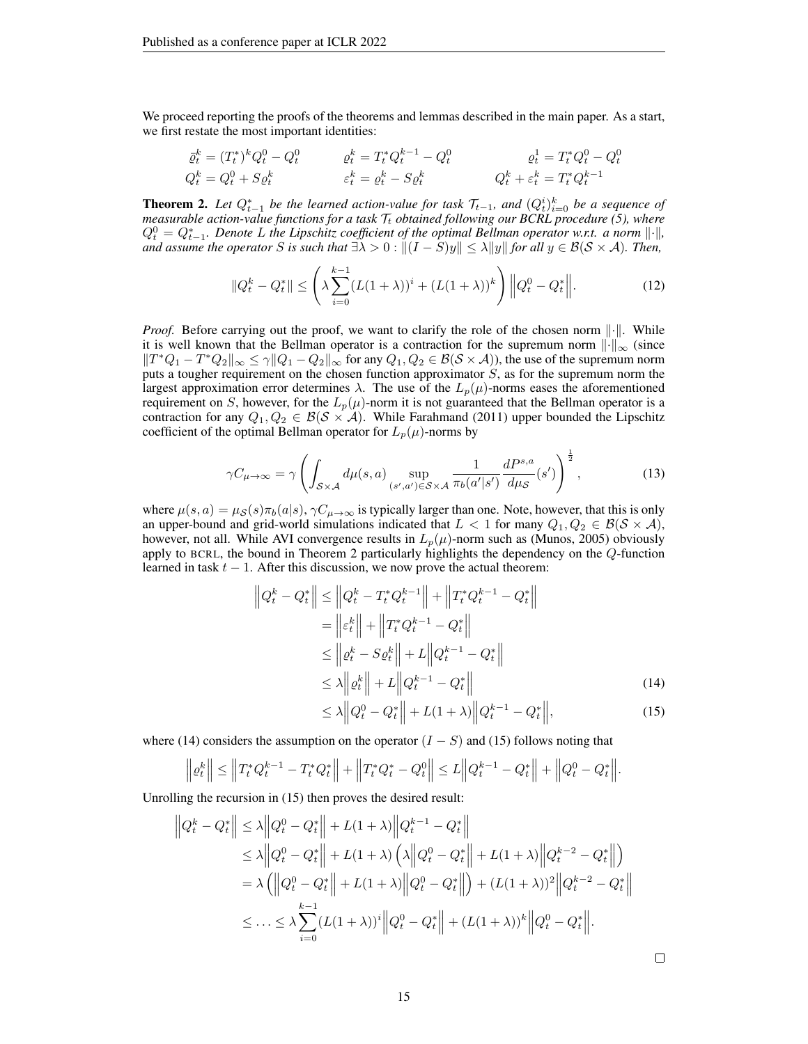We proceed reporting the proofs of the theorems and lemmas described in the main paper. As a start, we first restate the most important identities:

$$\bar{\varrho}_t^k = (T_t^*)^k Q_t^0 - Q_t^0 \qquad \varrho_t^k = T_t^* Q_t^{k-1} - Q_t^0 \qquad \varrho_t^1 = T_t^* Q_t^0 - Q_t^0$$
$$Q_t^k = Q_t^0 + S\varrho_t^k \qquad \varepsilon_t^k = \varrho_t^k - S\varrho_t^k \qquad Q_t^k + \varepsilon_t^k = T_t^* Q_t^{k-1}$$

**Theorem 2.** *Let $Q_{t-1}^*$ be the learned action-value for task $\mathcal{T}_{t-1}$, and $(Q_t^i)_{i=0}^k$ be a sequence of measurable action-value functions for a task $\mathcal{T}_t$ obtained following our BCRL procedure (5), where $Q_t^0 = Q_{t-1}^*$. Denote $L$ the Lipschitz coefficient of the optimal Bellman operator w.r.t. a norm $\|\cdot\|$, and assume the operator $S$ is such that $\exists \lambda > 0 : \|(I-S)y\| \leq \lambda \|y\|$ for all $y \in \mathcal{B}(\mathcal{S} \times \mathcal{A})$. Then,*

$$\|Q_t^k - Q_t^*\| \leq \left( \lambda \sum_{i=0}^{k-1} (L(1+\lambda))^i + (L(1+\lambda))^k \right) \left\|Q_t^0 - Q_t^*\right\|. \tag{12}$$

*Proof.* Before carrying out the proof, we want to clarify the role of the chosen norm $\|\cdot\|$. While it is well known that the Bellman operator is a contraction for the supremum norm $\|\cdot\|_\infty$ (since $\|T^*Q_1 - T^*Q_2\|_\infty \leq \gamma \|Q_1 - Q_2\|_\infty$ for any $Q_1, Q_2 \in \mathcal{B}(\mathcal{S} \times \mathcal{A})$), the use of the supremum norm puts a tougher requirement on the chosen function approximator $S$, as for the supremum norm the largest approximation error determines $\lambda$. The use of the $L_p(\mu)$-norms eases the aforementioned requirement on $S$, however, for the $L_p(\mu)$-norm it is not guaranteed that the Bellman operator is a contraction for any $Q_1, Q_2 \in \mathcal{B}(\mathcal{S} \times \mathcal{A})$. While Farahmand (2011) upper bounded the Lipschitz coefficient of the optimal Bellman operator for $L_p(\mu)$-norms by

$$\gamma C_{\mu \to \infty} = \gamma \left( \int_{\mathcal{S} \times \mathcal{A}} d\mu(s,a) \sup_{(s',a') \in \mathcal{S} \times \mathcal{A}} \frac{1}{\pi_b(a'|s')} \frac{dP^{s,a}}{d\mu_{\mathcal{S}}}(s') \right)^{\frac{1}{2}}, \tag{13}$$

where $\mu(s,a) = \mu_{\mathcal{S}}(s)\pi_b(a|s)$, $\gamma C_{\mu \to \infty}$ is typically larger than one. Note, however, that this is only an upper-bound and grid-world simulations indicated that $L < 1$ for many $Q_1, Q_2 \in \mathcal{B}(\mathcal{S} \times \mathcal{A})$, however, not all. While AVI convergence results in $L_p(\mu)$-norm such as (Munos, 2005) obviously apply to BCRL, the bound in Theorem 2 particularly highlights the dependency on the $Q$-function learned in task $t-1$. After this discussion, we now prove the actual theorem:

$$\begin{aligned}
\left\|Q_t^k - Q_t^*\right\| &\leq \left\|Q_t^k - T_t^* Q_t^{k-1}\right\| + \left\|T_t^* Q_t^{k-1} - Q_t^*\right\| \\
&= \left\|\varepsilon_t^k\right\| + \left\|T_t^* Q_t^{k-1} - Q_t^*\right\| \\
&\leq \left\|\varrho_t^k - S\varrho_t^k\right\| + L\left\|Q_t^{k-1} - Q_t^*\right\| \\
&\leq \lambda \left\|\varrho_t^k\right\| + L\left\|Q_t^{k-1} - Q_t^*\right\| &(14) \\
&\leq \lambda \left\|Q_t^0 - Q_t^*\right\| + L(1+\lambda)\left\|Q_t^{k-1} - Q_t^*\right\|, &(15)
\end{aligned}$$

where (14) considers the assumption on the operator $(I - S)$ and (15) follows noting that

$$\left\|\varrho_t^k\right\| \leq \left\|T_t^* Q_t^{k-1} - T_t^* Q_t^*\right\| + \left\|T_t^* Q_t^* - Q_t^0\right\| \leq L\left\|Q_t^{k-1} - Q_t^*\right\| + \left\|Q_t^0 - Q_t^*\right\|.$$

Unrolling the recursion in (15) then proves the desired result:

$$\begin{aligned}
\left\|Q_t^k - Q_t^*\right\| &\leq \lambda \left\|Q_t^0 - Q_t^*\right\| + L(1+\lambda)\left\|Q_t^{k-1} - Q_t^*\right\| \\
&\leq \lambda \left\|Q_t^0 - Q_t^*\right\| + L(1+\lambda)\left(\lambda \left\|Q_t^0 - Q_t^*\right\| + L(1+\lambda)\left\|Q_t^{k-2} - Q_t^*\right\|\right) \\
&= \lambda \left(\left\|Q_t^0 - Q_t^*\right\| + L(1+\lambda)\left\|Q_t^0 - Q_t^*\right\|\right) + (L(1+\lambda))^2 \left\|Q_t^{k-2} - Q_t^*\right\| \\
&\leq \ldots \leq \lambda \sum_{i=0}^{k-1} (L(1+\lambda))^i \left\|Q_t^0 - Q_t^*\right\| + (L(1+\lambda))^k \left\|Q_t^0 - Q_t^*\right\|.
\end{aligned}$$

□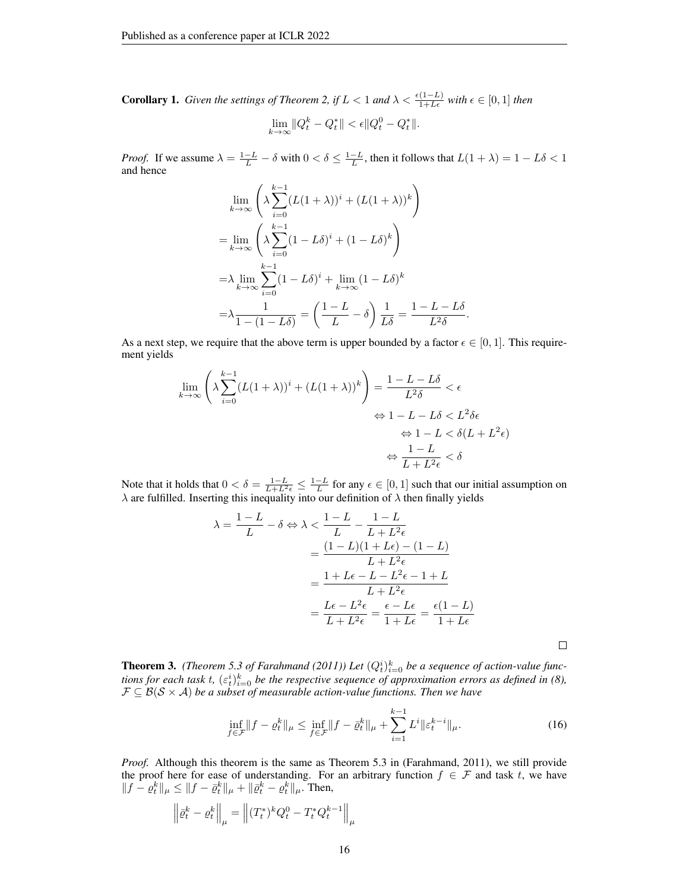**Corollary 1.** *Given the settings of Theorem 2, if $L < 1$ and $\lambda < \frac{\epsilon(1-L)}{1+L\epsilon}$ with $\epsilon \in [0,1]$ then*

$$\lim_{k\to\infty} \|Q_t^k - Q_t^*\| < \epsilon \|Q_t^0 - Q_t^*\|.$$

*Proof.* If we assume $\lambda = \frac{1-L}{L} - \delta$ with $0 < \delta \leq \frac{1-L}{L}$, then it follows that $L(1+\lambda) = 1 - L\delta < 1$ and hence

$$\begin{aligned}
&\lim_{k\to\infty} \left( \lambda \sum_{i=0}^{k-1} (L(1+\lambda))^i + (L(1+\lambda))^k \right) \\
=&\lim_{k\to\infty} \left( \lambda \sum_{i=0}^{k-1} (1 - L\delta)^i + (1 - L\delta)^k \right) \\
=&\lambda \lim_{k\to\infty} \sum_{i=0}^{k-1} (1 - L\delta)^i + \lim_{k\to\infty} (1 - L\delta)^k \\
=&\lambda \frac{1}{1 - (1 - L\delta)} = \left( \frac{1-L}{L} - \delta \right) \frac{1}{L\delta} = \frac{1 - L - L\delta}{L^2 \delta}.
\end{aligned}$$

As a next step, we require that the above term is upper bounded by a factor $\epsilon \in [0,1]$. This requirement yields

$$\begin{aligned}
\lim_{k\to\infty} \left( \lambda \sum_{i=0}^{k-1} (L(1+\lambda))^i + (L(1+\lambda))^k \right) = \frac{1 - L - L\delta}{L^2\delta} < \epsilon& \\
\Leftrightarrow 1 - L - L\delta < L^2 \delta \epsilon& \\
\Leftrightarrow 1 - L < \delta(L + L^2\epsilon)& \\
\Leftrightarrow \frac{1-L}{L + L^2 \epsilon} < \delta&
\end{aligned}$$

Note that it holds that $0 < \delta = \frac{1-L}{L+L^2\epsilon} \leq \frac{1-L}{L}$ for any $\epsilon \in [0,1]$ such that our initial assumption on $\lambda$ are fulfilled. Inserting this inequality into our definition of $\lambda$ then finally yields

$$\begin{aligned}
\lambda = \frac{1-L}{L} - \delta \Leftrightarrow \lambda &< \frac{1-L}{L} - \frac{1-L}{L + L^2\epsilon} \\
&= \frac{(1-L)(1+L\epsilon) - (1-L)}{L + L^2\epsilon} \\
&= \frac{1 + L\epsilon - L - L^2\epsilon - 1 + L}{L + L^2\epsilon} \\
&= \frac{L\epsilon - L^2\epsilon}{L + L^2\epsilon} = \frac{\epsilon - L\epsilon}{1 + L\epsilon} = \frac{\epsilon(1-L)}{1+L\epsilon}
\end{aligned}$$

□

**Theorem 3.** *(Theorem 5.3 of Farahmand (2011)) Let $(Q_t^i)_{i=0}^k$ be a sequence of action-value functions for each task $t$, $(\varepsilon_t^i)_{i=0}^k$ be the respective sequence of approximation errors as defined in (8), $\mathcal{F} \subseteq \mathcal{B}(\mathcal{S} \times \mathcal{A})$ be a subset of measurable action-value functions. Then we have*

$$\inf_{f\in\mathcal{F}} \|f - \varrho_t^k\|_\mu \leq \inf_{f\in\mathcal{F}} \|f - \bar{\varrho}_t^k\|_\mu + \sum_{i=1}^{k-1} L^i \|\varepsilon_t^{k-i}\|_\mu. \tag{16}$$

*Proof.* Although this theorem is the same as Theorem 5.3 in (Farahmand, 2011), we still provide the proof here for ease of understanding. For an arbitrary function $f \in \mathcal{F}$ and task $t$, we have $\|f - \varrho_t^k\|_\mu \leq \|f - \bar{\varrho}_t^k\|_\mu + \|\bar{\varrho}_t^k - \varrho_t^k\|_\mu$. Then,

$$\left\|\bar{\varrho}_t^k - \varrho_t^k\right\|_\mu = \left\|(T_t^*)^k Q_t^0 - T_t^* Q_t^{k-1}\right\|_\mu$$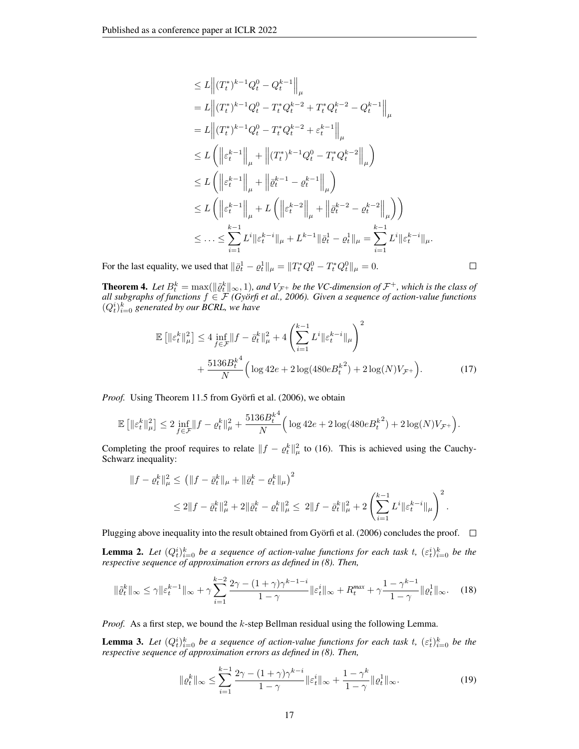$$
\begin{aligned}
&\leq L\left\|(T_t^*)^{k-1}Q_t^0 - Q_t^{k-1}\right\|_\mu \\
&= L\left\|(T_t^*)^{k-1}Q_t^0 - T_t^* Q_t^{k-2} + T_t^* Q_t^{k-2} - Q_t^{k-1}\right\|_\mu \\
&= L\left\|(T_t^*)^{k-1}Q_t^0 - T_t^* Q_t^{k-2} + \varepsilon_t^{k-1}\right\|_\mu \\
&\leq L\left(\left\|\varepsilon_t^{k-1}\right\|_\mu + \left\|(T_t^*)^{k-1}Q_t^0 - T_t^* Q_t^{k-2}\right\|_\mu\right) \\
&\leq L\left(\left\|\varepsilon_t^{k-1}\right\|_\mu + \left\|\bar{\varrho}_t^{k-1} - \varrho_t^{k-1}\right\|_\mu\right) \\
&\leq L\left(\left\|\varepsilon_t^{k-1}\right\|_\mu + L\left(\left\|\varepsilon_t^{k-2}\right\|_\mu + \left\|\bar{\varrho}_t^{k-2} - \varrho_t^{k-2}\right\|_\mu\right)\right) \\
&\leq \ldots \leq \sum_{i=1}^{k-1} L^i \|\varepsilon_t^{k-i}\|_\mu + L^{k-1}\|\bar{\varrho}_t^1 - \varrho_t^1\|_\mu = \sum_{i=1}^{k-1} L^i \|\varepsilon_t^{k-i}\|_\mu.
\end{aligned}
$$

For the last equality, we used that $\|\bar{\varrho}_t^1 - \varrho_t^1\|_\mu = \|T_t^* Q_t^0 - T_t^* Q_t^0\|_\mu = 0$. □

**Theorem 4.** *Let $B_t^k = \max(\|\bar{\varrho}_t^k\|_\infty, 1)$, and $V_{\mathcal{F}^+}$ be the VC-dimension of $\mathcal{F}^+$, which is the class of all subgraphs of functions $f \in \mathcal{F}$ (Györfi et al., 2006). Given a sequence of action-value functions $(Q_t^i)_{i=0}^k$ generated by our BCRL, we have*

$$
\begin{aligned}
\mathbb{E}\left[\|\varepsilon_t^k\|_\mu^2\right] \leq 4 \inf_{f\in\mathcal{F}} \|f - \bar{\varrho}_t^k\|_\mu^2 + 4\left(\sum_{i=1}^{k-1} L^i \|\varepsilon_t^{k-i}\|_\mu\right)^2 \\
+ \frac{5136 {B_t^k}^4}{N}\Big(\log 42e + 2\log(480e{B_t^k}^2) + 2\log(N)V_{\mathcal{F}^+}\Big).
\end{aligned} \tag{17}
$$

*Proof.* Using Theorem 11.5 from Györfi et al. (2006), we obtain

$$
\mathbb{E}\left[\|\varepsilon_t^k\|_\mu^2\right] \leq 2 \inf_{f\in\mathcal{F}} \|f - \varrho_t^k\|_\mu^2 + \frac{5136 {B_t^k}^4}{N}\Big(\log 42e + 2\log(480e{B_t^k}^2) + 2\log(N)V_{\mathcal{F}^+}\Big).
$$

Completing the proof requires to relate $\|f - \varrho_t^k\|_\mu^2$ to (16). This is achieved using the Cauchy-Schwarz inequality:

$$
\begin{aligned}
\|f - \varrho_t^k\|_\mu^2 &\leq \left(\|f - \bar{\varrho}_t^k\|_\mu + \|\bar{\varrho}_t^k - \varrho_t^k\|_\mu\right)^2 \\
&\leq 2\|f - \bar{\varrho}_t^k\|_\mu^2 + 2\|\bar{\varrho}_t^k - \varrho_t^k\|_\mu^2 \leq 2\|f - \bar{\varrho}_t^k\|_\mu^2 + 2\left(\sum_{i=1}^{k-1} L^i \|\varepsilon_t^{k-i}\|_\mu\right)^2.
\end{aligned}
$$

Plugging above inequality into the result obtained from Györfi et al. (2006) concludes the proof. □

**Lemma 2.** *Let $(Q_t^i)_{i=0}^k$ be a sequence of action-value functions for each task $t$, $(\varepsilon_t^i)_{i=0}^k$ be the respective sequence of approximation errors as defined in (8). Then,*

$$
\|\bar{\varrho}_t^k\|_\infty \leq \gamma\|\varepsilon_t^{k-1}\|_\infty + \gamma\sum_{i=1}^{k-2}\frac{2\gamma - (1+\gamma)\gamma^{k-1-i}}{1-\gamma}\|\varepsilon_t^i\|_\infty + R_t^{max} + \gamma\frac{1-\gamma^{k-1}}{1-\gamma}\|\varrho_t^1\|_\infty. \tag{18}
$$

*Proof.* As a first step, we bound the $k$-step Bellman residual using the following Lemma.

**Lemma 3.** *Let $(Q_t^i)_{i=0}^k$ be a sequence of action-value functions for each task $t$, $(\varepsilon_t^i)_{i=0}^k$ be the respective sequence of approximation errors as defined in (8). Then,*

$$
\|\varrho_t^k\|_\infty \leq \sum_{i=1}^{k-1}\frac{2\gamma - (1+\gamma)\gamma^{k-i}}{1-\gamma}\|\varepsilon_t^i\|_\infty + \frac{1-\gamma^k}{1-\gamma}\|\varrho_t^1\|_\infty. \tag{19}
$$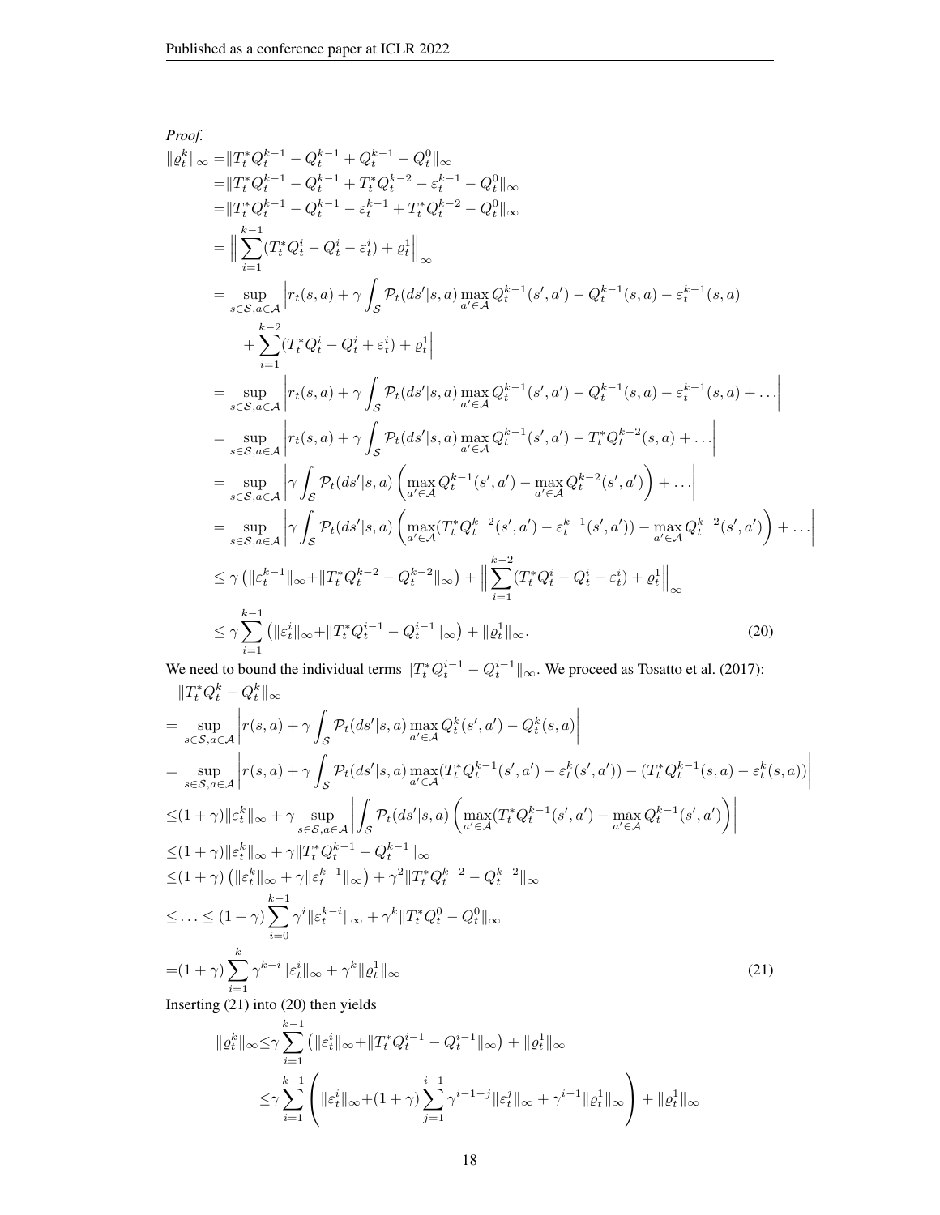*Proof.*

$$
\begin{aligned}
\|\varrho_t^k\|_\infty =&\|T_t^* Q_t^{k-1} - Q_t^{k-1} + Q_t^{k-1} - Q_t^0\|_\infty \\
=&\|T_t^* Q_t^{k-1} - Q_t^{k-1} + T_t^* Q_t^{k-2} - \varepsilon_t^{k-1} - Q_t^0\|_\infty \\
=&\|T_t^* Q_t^{k-1} - Q_t^{k-1} - \varepsilon_t^{k-1} + T_t^* Q_t^{k-2} - Q_t^0\|_\infty \\
=& \Big\| \sum_{i=1}^{k-1} (T_t^* Q_t^i - Q_t^i - \varepsilon_t^i) + \varrho_t^1 \Big\|_\infty \\
=& \sup_{s\in\mathcal{S}, a\in\mathcal{A}} \Big| r_t(s,a) + \gamma \int_{\mathcal{S}} \mathcal{P}_t(ds'|s,a) \max_{a'\in\mathcal{A}} Q_t^{k-1}(s',a') - Q_t^{k-1}(s,a) - \varepsilon_t^{k-1}(s,a) \\
&+ \sum_{i=1}^{k-2} (T_t^* Q_t^i - Q_t^i + \varepsilon_t^i) + \varrho_t^1 \Big| \\
=& \sup_{s\in\mathcal{S}, a\in\mathcal{A}} \Big| r_t(s,a) + \gamma \int_{\mathcal{S}} \mathcal{P}_t(ds'|s,a) \max_{a'\in\mathcal{A}} Q_t^{k-1}(s',a') - Q_t^{k-1}(s,a) - \varepsilon_t^{k-1}(s,a) + \dots \Big| \\
=& \sup_{s\in\mathcal{S}, a\in\mathcal{A}} \Big| r_t(s,a) + \gamma \int_{\mathcal{S}} \mathcal{P}_t(ds'|s,a) \max_{a'\in\mathcal{A}} Q_t^{k-1}(s',a') - T_t^* Q_t^{k-2}(s,a) + \dots \Big| \\
=& \sup_{s\in\mathcal{S}, a\in\mathcal{A}} \Big| \gamma \int_{\mathcal{S}} \mathcal{P}_t(ds'|s,a) \left( \max_{a'\in\mathcal{A}} Q_t^{k-1}(s',a') - \max_{a'\in\mathcal{A}} Q_t^{k-2}(s',a') \right) + \dots \Big| \\
=& \sup_{s\in\mathcal{S}, a\in\mathcal{A}} \Big| \gamma \int_{\mathcal{S}} \mathcal{P}_t(ds'|s,a) \left( \max_{a'\in\mathcal{A}} (T_t^* Q_t^{k-2}(s',a') - \varepsilon_t^{k-1}(s',a')) - \max_{a'\in\mathcal{A}} Q_t^{k-2}(s',a') \right) + \dots \Big| \\
\leq& \gamma \left( \|\varepsilon_t^{k-1}\|_\infty + \|T_t^* Q_t^{k-2} - Q_t^{k-2}\|_\infty \right) + \Big\| \sum_{i=1}^{k-2} (T_t^* Q_t^i - Q_t^i - \varepsilon_t^i) + \varrho_t^1 \Big\|_\infty \\
\leq& \gamma \sum_{i=1}^{k-1} \left( \|\varepsilon_t^i\|_\infty + \|T_t^* Q_t^{i-1} - Q_t^{i-1}\|_\infty \right) + \|\varrho_t^1\|_\infty.
\end{aligned} \tag{20}
$$

We need to bound the individual terms $\|T_t^* Q_t^{i-1} - Q_t^{i-1}\|_\infty$. We proceed as Tosatto et al. (2017):

$$
\begin{aligned}
&\|T_t^* Q_t^k - Q_t^k\|_\infty \\
=& \sup_{s\in\mathcal{S}, a\in\mathcal{A}} \Big| r(s,a) + \gamma \int_{\mathcal{S}} \mathcal{P}_t(ds'|s,a) \max_{a'\in\mathcal{A}} Q_t^k(s',a') - Q_t^k(s,a) \Big| \\
=& \sup_{s\in\mathcal{S}, a\in\mathcal{A}} \Big| r(s,a) + \gamma \int_{\mathcal{S}} \mathcal{P}_t(ds'|s,a) \max_{a'\in\mathcal{A}} (T_t^* Q_t^{k-1}(s',a') - \varepsilon_t^k(s',a')) - (T_t^* Q_t^{k-1}(s,a) - \varepsilon_t^k(s,a)) \Big| \\
\leq& (1+\gamma)\|\varepsilon_t^k\|_\infty + \gamma \sup_{s\in\mathcal{S}, a\in\mathcal{A}} \Big| \int_{\mathcal{S}} \mathcal{P}_t(ds'|s,a) \left( \max_{a'\in\mathcal{A}} (T_t^* Q_t^{k-1}(s',a') - \max_{a'\in\mathcal{A}} Q_t^{k-1}(s',a') \right) \Big| \\
\leq& (1+\gamma)\|\varepsilon_t^k\|_\infty + \gamma \|T_t^* Q_t^{k-1} - Q_t^{k-1}\|_\infty \\
\leq& (1+\gamma)\left( \|\varepsilon_t^k\|_\infty + \gamma \|\varepsilon_t^{k-1}\|_\infty \right) + \gamma^2 \|T_t^* Q_t^{k-2} - Q_t^{k-2}\|_\infty \\
\leq& \dots \leq (1+\gamma) \sum_{i=0}^{k-1} \gamma^i \|\varepsilon_t^{k-i}\|_\infty + \gamma^k \|T_t^* Q_t^0 - Q_t^0\|_\infty \\
=& (1+\gamma) \sum_{i=1}^{k} \gamma^{k-i} \|\varepsilon_t^i\|_\infty + \gamma^k \|\varrho_t^1\|_\infty
\end{aligned} \tag{21}
$$

Inserting (21) into (20) then yields

$$
\begin{aligned}
\|\varrho_t^k\|_\infty \leq& \gamma \sum_{i=1}^{k-1} \left( \|\varepsilon_t^i\|_\infty + \|T_t^* Q_t^{i-1} - Q_t^{i-1}\|_\infty \right) + \|\varrho_t^1\|_\infty \\
\leq& \gamma \sum_{i=1}^{k-1} \left( \|\varepsilon_t^i\|_\infty + (1+\gamma) \sum_{j=1}^{i-1} \gamma^{i-1-j} \|\varepsilon_t^j\|_\infty + \gamma^{i-1} \|\varrho_t^1\|_\infty \right) + \|\varrho_t^1\|_\infty
\end{aligned}
$$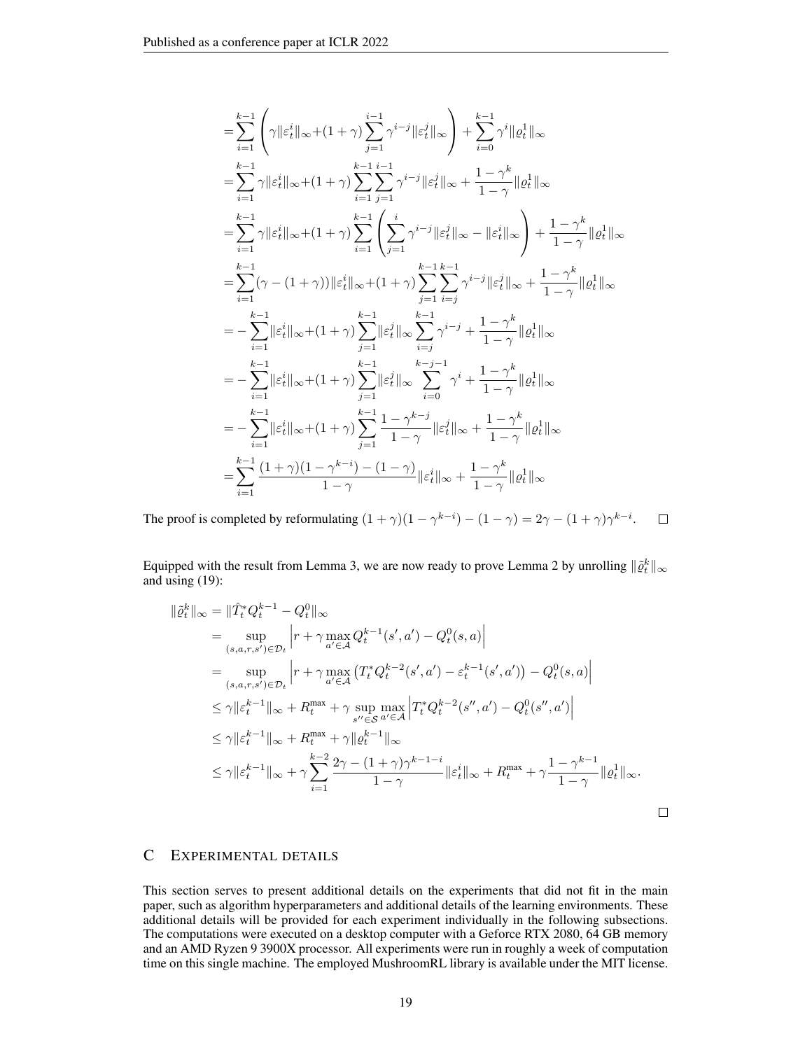$$
\begin{aligned}
&= \sum_{i=1}^{k-1} \left( \gamma \|\varepsilon_t^i\|_\infty + (1+\gamma) \sum_{j=1}^{i-1} \gamma^{i-j} \|\varepsilon_t^j\|_\infty \right) + \sum_{i=0}^{k-1} \gamma^i \|\varrho_t^1\|_\infty \\
&= \sum_{i=1}^{k-1} \gamma \|\varepsilon_t^i\|_\infty + (1+\gamma) \sum_{i=1}^{k-1} \sum_{j=1}^{i-1} \gamma^{i-j} \|\varepsilon_t^j\|_\infty + \frac{1-\gamma^k}{1-\gamma} \|\varrho_t^1\|_\infty \\
&= \sum_{i=1}^{k-1} \gamma \|\varepsilon_t^i\|_\infty + (1+\gamma) \sum_{i=1}^{k-1} \left( \sum_{j=1}^{i} \gamma^{i-j} \|\varepsilon_t^j\|_\infty - \|\varepsilon_t^i\|_\infty \right) + \frac{1-\gamma^k}{1-\gamma} \|\varrho_t^1\|_\infty \\
&= \sum_{i=1}^{k-1} (\gamma - (1+\gamma)) \|\varepsilon_t^i\|_\infty + (1+\gamma) \sum_{j=1}^{k-1} \sum_{i=j}^{k-1} \gamma^{i-j} \|\varepsilon_t^j\|_\infty + \frac{1-\gamma^k}{1-\gamma} \|\varrho_t^1\|_\infty \\
&= -\sum_{i=1}^{k-1} \|\varepsilon_t^i\|_\infty + (1+\gamma) \sum_{j=1}^{k-1} \|\varepsilon_t^j\|_\infty \sum_{i=j}^{k-1} \gamma^{i-j} + \frac{1-\gamma^k}{1-\gamma} \|\varrho_t^1\|_\infty \\
&= -\sum_{i=1}^{k-1} \|\varepsilon_t^i\|_\infty + (1+\gamma) \sum_{j=1}^{k-1} \|\varepsilon_t^j\|_\infty \sum_{i=0}^{k-j-1} \gamma^{i} + \frac{1-\gamma^k}{1-\gamma} \|\varrho_t^1\|_\infty \\
&= -\sum_{i=1}^{k-1} \|\varepsilon_t^i\|_\infty + (1+\gamma) \sum_{j=1}^{k-1} \frac{1-\gamma^{k-j}}{1-\gamma} \|\varepsilon_t^j\|_\infty + \frac{1-\gamma^k}{1-\gamma} \|\varrho_t^1\|_\infty \\
&= \sum_{i=1}^{k-1} \frac{(1+\gamma)(1-\gamma^{k-i}) - (1-\gamma)}{1-\gamma} \|\varepsilon_t^i\|_\infty + \frac{1-\gamma^k}{1-\gamma} \|\varrho_t^1\|_\infty
\end{aligned}
$$

The proof is completed by reformulating $(1+\gamma)(1-\gamma^{k-i}) - (1-\gamma) = 2\gamma - (1+\gamma)\gamma^{k-i}$. $\square$

Equipped with the result from Lemma 3, we are now ready to prove Lemma 2 by unrolling $\|\tilde{\varrho}_t^k\|_\infty$ and using (19):

$$
\begin{aligned}
\|\tilde{\varrho}_t^k\|_\infty &= \|\hat{T}_t^* Q_t^{k-1} - Q_t^0\|_\infty \\
&= \sup_{(s,a,r,s') \in \mathcal{D}_t} \left| r + \gamma \max_{a' \in \mathcal{A}} Q_t^{k-1}(s', a') - Q_t^0(s,a) \right| \\
&= \sup_{(s,a,r,s') \in \mathcal{D}_t} \left| r + \gamma \max_{a' \in \mathcal{A}} \left( T_t^* Q_t^{k-2}(s', a') - \varepsilon_t^{k-1}(s', a') \right) - Q_t^0(s,a) \right| \\
&\leq \gamma \|\varepsilon_t^{k-1}\|_\infty + R_t^{\max} + \gamma \sup_{s'' \in \mathcal{S}} \max_{a' \in \mathcal{A}} \left| T_t^* Q_t^{k-2}(s'', a') - Q_t^0(s'', a') \right| \\
&\leq \gamma \|\varepsilon_t^{k-1}\|_\infty + R_t^{\max} + \gamma \|\varrho_t^{k-1}\|_\infty \\
&\leq \gamma \|\varepsilon_t^{k-1}\|_\infty + \gamma \sum_{i=1}^{k-2} \frac{2\gamma - (1+\gamma)\gamma^{k-1-i}}{1-\gamma} \|\varepsilon_t^i\|_\infty + R_t^{\max} + \gamma \frac{1-\gamma^{k-1}}{1-\gamma} \|\varrho_t^1\|_\infty.
\end{aligned}
$$

$\square$

# C Experimental details

This section serves to present additional details on the experiments that did not fit in the main paper, such as algorithm hyperparameters and additional details of the learning environments. These additional details will be provided for each experiment individually in the following subsections. The computations were executed on a desktop computer with a Geforce RTX 2080, 64 GB memory and an AMD Ryzen 9 3900X processor. All experiments were run in roughly a week of computation time on this single machine. The employed MushroomRL library is available under the MIT license.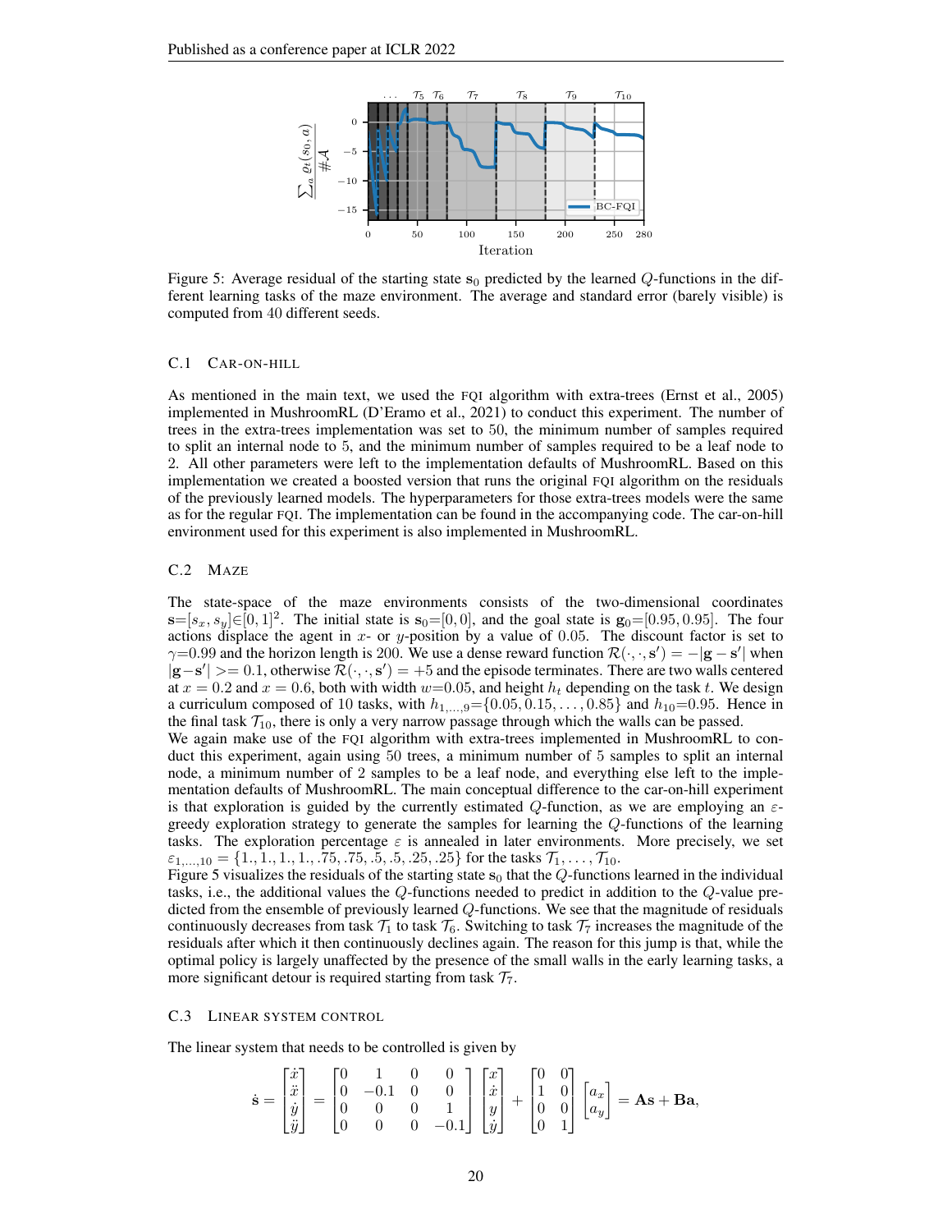Figure 5: Average residual of the starting state $\mathbf{s}_0$ predicted by the learned $Q$-functions in the different learning tasks of the maze environment. The average and standard error (barely visible) is computed from 40 different seeds.

### C.1 Car-on-hill

As mentioned in the main text, we used the FQI algorithm with extra-trees (Ernst et al., 2005) implemented in MushroomRL (D'Eramo et al., 2021) to conduct this experiment. The number of trees in the extra-trees implementation was set to 50, the minimum number of samples required to split an internal node to 5, and the minimum number of samples required to be a leaf node to 2. All other parameters were left to the implementation defaults of MushroomRL. Based on this implementation we created a boosted version that runs the original FQI algorithm on the residuals of the previously learned models. The hyperparameters for those extra-trees models were the same as for the regular FQI. The implementation can be found in the accompanying code. The car-on-hill environment used for this experiment is also implemented in MushroomRL.

### C.2 Maze

The state-space of the maze environments consists of the two-dimensional coordinates $\mathbf{s}=[s_x, s_y]\in[0,1]^2$. The initial state is $\mathbf{s}_0=[0,0]$, and the goal state is $\mathbf{g}_0=[0.95, 0.95]$. The four actions displace the agent in $x$- or $y$-position by a value of 0.05. The discount factor is set to $\gamma=0.99$ and the horizon length is 200. We use a dense reward function $\mathcal{R}(\cdot,\cdot,\mathbf{s}') = -|\mathbf{g}-\mathbf{s}'|$ when $|\mathbf{g}-\mathbf{s}'| >= 0.1$, otherwise $\mathcal{R}(\cdot,\cdot,\mathbf{s}') = +5$ and the episode terminates. There are two walls centered at $x = 0.2$ and $x = 0.6$, both with width $w=0.05$, and height $h_t$ depending on the task $t$. We design a curriculum composed of 10 tasks, with $h_{1,\dots,9}=\{0.05, 0.15, \dots, 0.85\}$ and $h_{10}=0.95$. Hence in the final task $\mathcal{T}_{10}$, there is only a very narrow passage through which the walls can be passed.

We again make use of the FQI algorithm with extra-trees implemented in MushroomRL to conduct this experiment, again using 50 trees, a minimum number of 5 samples to split an internal node, a minimum number of 2 samples to be a leaf node, and everything else left to the implementation defaults of MushroomRL. The main conceptual difference to the car-on-hill experiment is that exploration is guided by the currently estimated $Q$-function, as we are employing an $\varepsilon$-greedy exploration strategy to generate the samples for learning the $Q$-functions of the learning tasks. The exploration percentage $\varepsilon$ is annealed in later environments. More precisely, we set $\varepsilon_{1,\dots,10} = \{1., 1., 1., 1., .75, .75, .5, .5, .25, .25\}$ for the tasks $\mathcal{T}_1, \dots, \mathcal{T}_{10}$.

Figure 5 visualizes the residuals of the starting state $\mathbf{s}_0$ that the $Q$-functions learned in the individual tasks, i.e., the additional values the $Q$-functions needed to predict in addition to the $Q$-value predicted from the ensemble of previously learned $Q$-functions. We see that the magnitude of residuals continuously decreases from task $\mathcal{T}_1$ to task $\mathcal{T}_6$. Switching to task $\mathcal{T}_7$ increases the magnitude of the residuals after which it then continuously declines again. The reason for this jump is that, while the optimal policy is largely unaffected by the presence of the small walls in the early learning tasks, a more significant detour is required starting from task $\mathcal{T}_7$.

### C.3 Linear system control

The linear system that needs to be controlled is given by

$$\dot{\mathbf{s}} = \begin{bmatrix}\dot{x}\\ \ddot{x}\\ \dot{y}\\ \ddot{y}\end{bmatrix} = \begin{bmatrix}0 & 1 & 0 & 0\\ 0 & -0.1 & 0 & 0\\ 0 & 0 & 0 & 1\\ 0 & 0 & 0 & -0.1\end{bmatrix}\begin{bmatrix}x\\ \dot{x}\\ y\\ \dot{y}\end{bmatrix} + \begin{bmatrix}0 & 0\\ 1 & 0\\ 0 & 0\\ 0 & 1\end{bmatrix}\begin{bmatrix}a_x\\ a_y\end{bmatrix} = \mathbf{A}\mathbf{s} + \mathbf{B}\mathbf{a},$$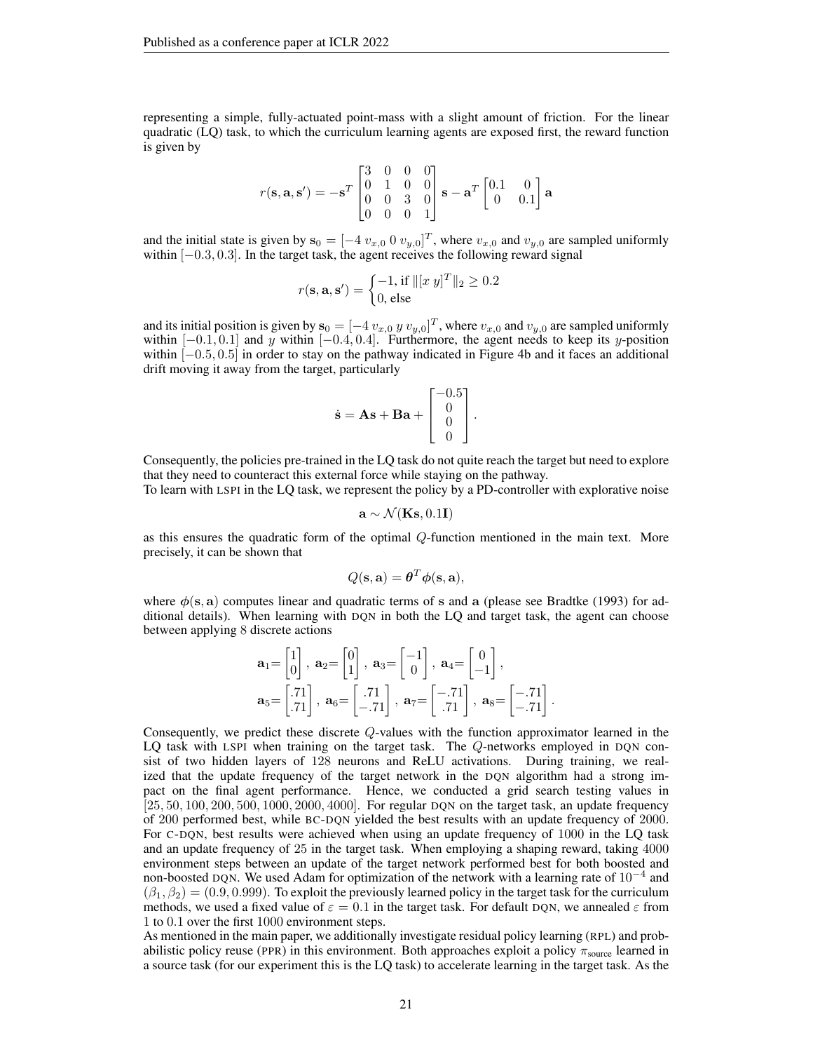representing a simple, fully-actuated point-mass with a slight amount of friction. For the linear quadratic (LQ) task, to which the curriculum learning agents are exposed first, the reward function is given by

$$r(\mathbf{s}, \mathbf{a}, \mathbf{s}') = -\mathbf{s}^T \begin{bmatrix} 3 & 0 & 0 & 0 \\ 0 & 1 & 0 & 0 \\ 0 & 0 & 3 & 0 \\ 0 & 0 & 0 & 1 \end{bmatrix} \mathbf{s} - \mathbf{a}^T \begin{bmatrix} 0.1 & 0 \\ 0 & 0.1 \end{bmatrix} \mathbf{a}$$

and the initial state is given by $\mathbf{s}_0 = [-4 \ v_{x,0} \ 0 \ v_{y,0}]^T$, where $v_{x,0}$ and $v_{y,0}$ are sampled uniformly within $[-0.3, 0.3]$. In the target task, the agent receives the following reward signal

$$r(\mathbf{s}, \mathbf{a}, \mathbf{s}') = \begin{cases} -1, \text{ if } \|[x \ y]^T\|_2 \geq 0.2 \\ 0, \text{ else} \end{cases}$$

and its initial position is given by $\mathbf{s}_0 = [-4 \ v_{x,0} \ y \ v_{y,0}]^T$, where $v_{x,0}$ and $v_{y,0}$ are sampled uniformly within $[-0.1, 0.1]$ and $y$ within $[-0.4, 0.4]$. Furthermore, the agent needs to keep its $y$-position within $[-0.5, 0.5]$ in order to stay on the pathway indicated in Figure 4b and it faces an additional drift moving it away from the target, particularly

$$\dot{\mathbf{s}} = \mathbf{A}\mathbf{s} + \mathbf{B}\mathbf{a} + \begin{bmatrix} -0.5 \\ 0 \\ 0 \\ 0 \end{bmatrix}.$$

Consequently, the policies pre-trained in the LQ task do not quite reach the target but need to explore that they need to counteract this external force while staying on the pathway.

To learn with LSPI in the LQ task, we represent the policy by a PD-controller with explorative noise

$$\mathbf{a} \sim \mathcal{N}(\mathbf{K}\mathbf{s}, 0.1\mathbf{I})$$

as this ensures the quadratic form of the optimal $Q$-function mentioned in the main text. More precisely, it can be shown that

$$Q(\mathbf{s}, \mathbf{a}) = \boldsymbol{\theta}^T \boldsymbol{\phi}(\mathbf{s}, \mathbf{a}),$$

where $\boldsymbol{\phi}(\mathbf{s}, \mathbf{a})$ computes linear and quadratic terms of $\mathbf{s}$ and $\mathbf{a}$ (please see Bradtke (1993) for additional details). When learning with DQN in both the LQ and target task, the agent can choose between applying 8 discrete actions

$$\mathbf{a}_1 = \begin{bmatrix} 1 \\ 0 \end{bmatrix}, \ \mathbf{a}_2 = \begin{bmatrix} 0 \\ 1 \end{bmatrix}, \ \mathbf{a}_3 = \begin{bmatrix} -1 \\ 0 \end{bmatrix}, \ \mathbf{a}_4 = \begin{bmatrix} 0 \\ -1 \end{bmatrix},$$
$$\mathbf{a}_5 = \begin{bmatrix} .71 \\ .71 \end{bmatrix}, \ \mathbf{a}_6 = \begin{bmatrix} .71 \\ -.71 \end{bmatrix}, \ \mathbf{a}_7 = \begin{bmatrix} -.71 \\ .71 \end{bmatrix}, \ \mathbf{a}_8 = \begin{bmatrix} -.71 \\ -.71 \end{bmatrix}.$$

Consequently, we predict these discrete $Q$-values with the function approximator learned in the LQ task with LSPI when training on the target task. The $Q$-networks employed in DQN consist of two hidden layers of 128 neurons and ReLU activations. During training, we realized that the update frequency of the target network in the DQN algorithm had a strong impact on the final agent performance. Hence, we conducted a grid search testing values in $[25, 50, 100, 200, 500, 1000, 2000, 4000]$. For regular DQN on the target task, an update frequency of 200 performed best, while BC-DQN yielded the best results with an update frequency of 2000. For C-DQN, best results were achieved when using an update frequency of 1000 in the LQ task and an update frequency of 25 in the target task. When employing a shaping reward, taking 4000 environment steps between an update of the target network performed best for both boosted and non-boosted DQN. We used Adam for optimization of the network with a learning rate of $10^{-4}$ and $(\beta_1, \beta_2) = (0.9, 0.999)$. To exploit the previously learned policy in the target task for the curriculum methods, we used a fixed value of $\varepsilon = 0.1$ in the target task. For default DQN, we annealed $\varepsilon$ from 1 to 0.1 over the first 1000 environment steps.

As mentioned in the main paper, we additionally investigate residual policy learning (RPL) and probabilistic policy reuse (PPR) in this environment. Both approaches exploit a policy $\pi_{\text{source}}$ learned in a source task (for our experiment this is the LQ task) to accelerate learning in the target task. As the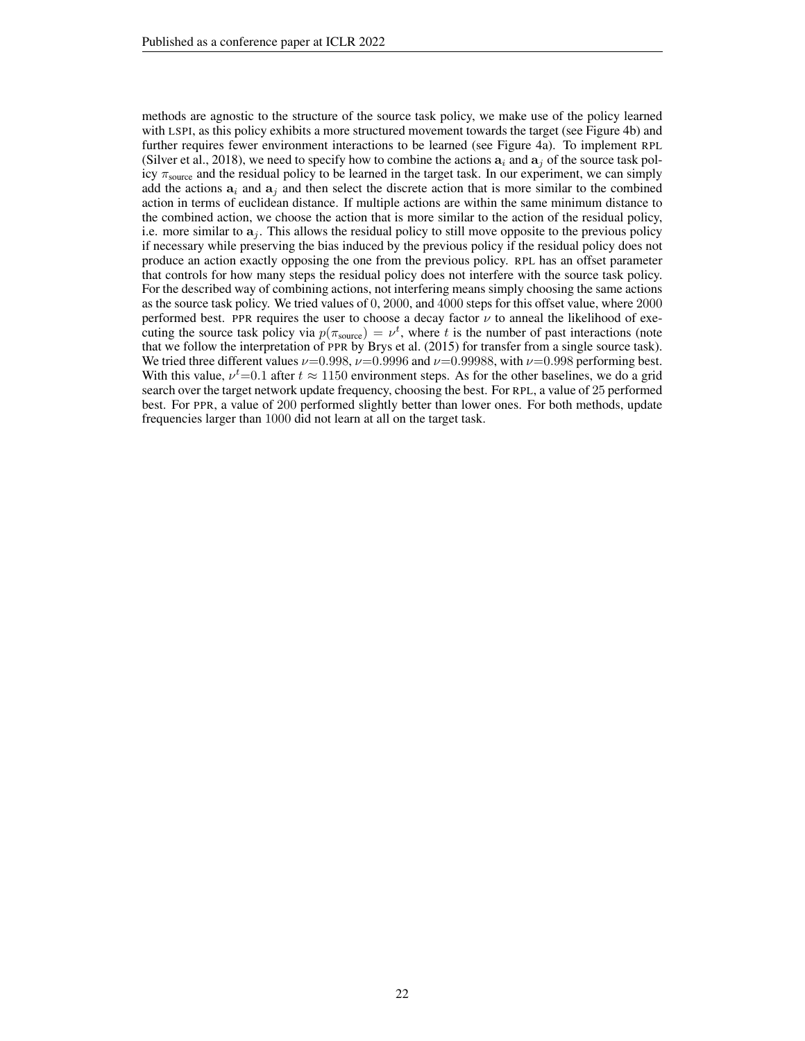methods are agnostic to the structure of the source task policy, we make use of the policy learned with LSPI, as this policy exhibits a more structured movement towards the target (see Figure 4b) and further requires fewer environment interactions to be learned (see Figure 4a). To implement RPL (Silver et al., 2018), we need to specify how to combine the actions $\mathbf{a}_i$ and $\mathbf{a}_j$ of the source task policy $\pi_{\text{source}}$ and the residual policy to be learned in the target task. In our experiment, we can simply add the actions $\mathbf{a}_i$ and $\mathbf{a}_j$ and then select the discrete action that is more similar to the combined action in terms of euclidean distance. If multiple actions are within the same minimum distance to the combined action, we choose the action that is more similar to the action of the residual policy, i.e. more similar to $\mathbf{a}_j$. This allows the residual policy to still move opposite to the previous policy if necessary while preserving the bias induced by the previous policy if the residual policy does not produce an action exactly opposing the one from the previous policy. RPL has an offset parameter that controls for how many steps the residual policy does not interfere with the source task policy. For the described way of combining actions, not interfering means simply choosing the same actions as the source task policy. We tried values of $0$, $2000$, and $4000$ steps for this offset value, where $2000$ performed best. PPR requires the user to choose a decay factor $\nu$ to anneal the likelihood of executing the source task policy via $p(\pi_{\text{source}}) = \nu^t$, where $t$ is the number of past interactions (note that we follow the interpretation of PPR by Brys et al. (2015) for transfer from a single source task). We tried three different values $\nu$=$0.998$, $\nu$=$0.9996$ and $\nu$=$0.99988$, with $\nu$=$0.998$ performing best. With this value, $\nu^t$=$0.1$ after $t \approx 1150$ environment steps. As for the other baselines, we do a grid search over the target network update frequency, choosing the best. For RPL, a value of $25$ performed best. For PPR, a value of $200$ performed slightly better than lower ones. For both methods, update frequencies larger than $1000$ did not learn at all on the target task.